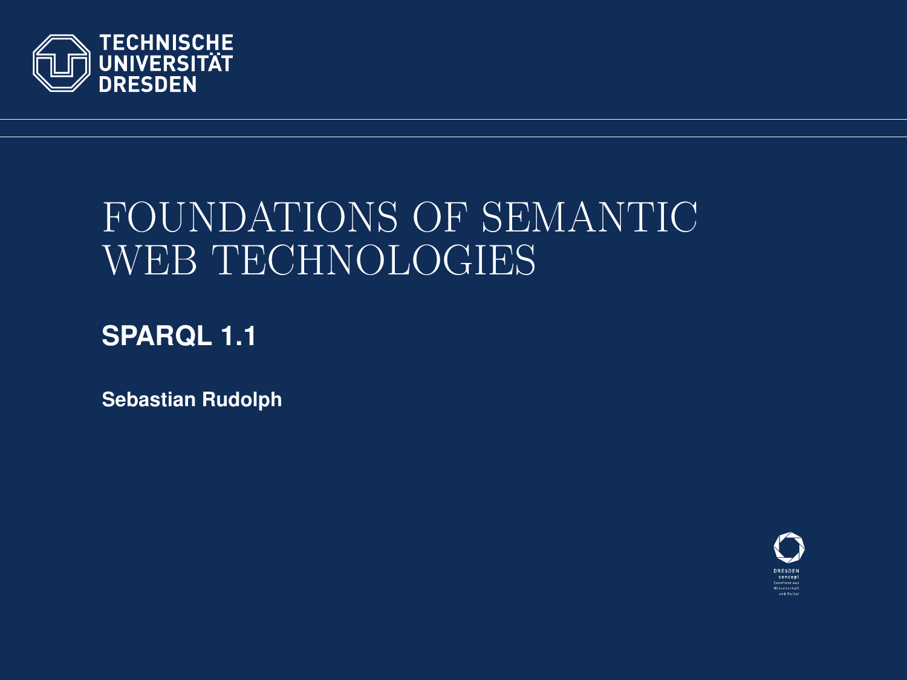TECHNISCHE UNIVERSITÄT DRESDEN

# FOUNDATIONS OF SEMANTIC WEB TECHNOLOGIES

## SPARQL 1.1

**Sebastian Rudolph**

DRESDEN concept Exzellenz aus Wissenschaft und Kultur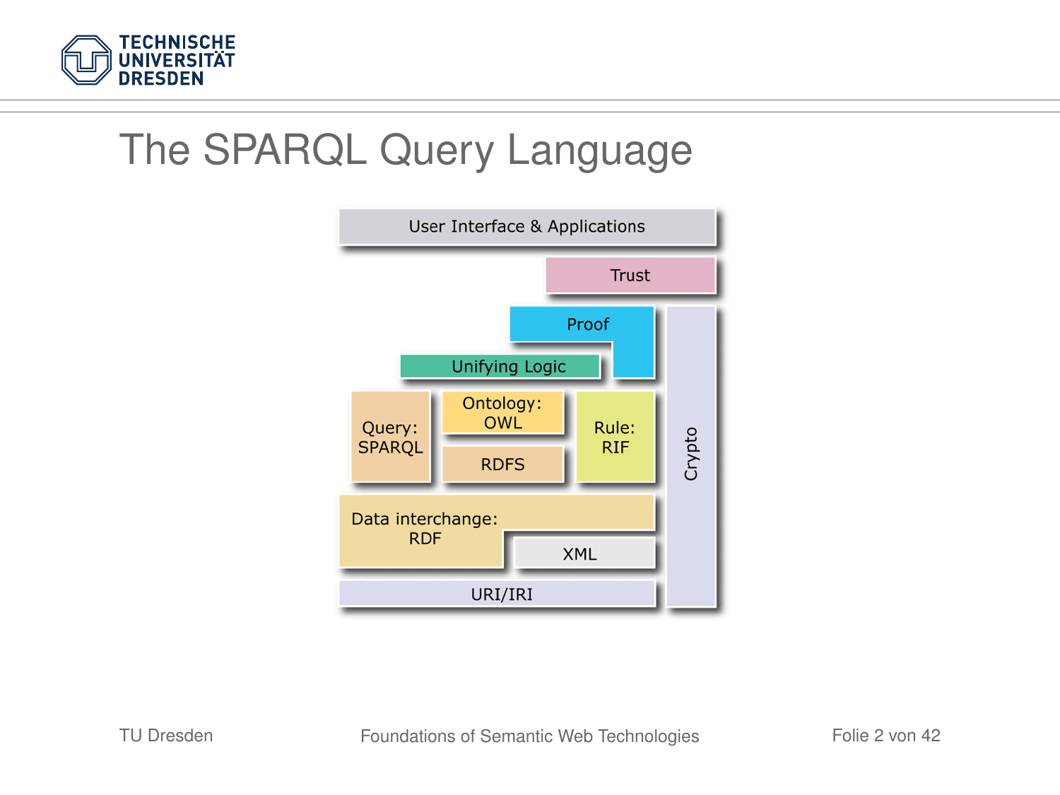# The SPARQL Query Language

User Interface & Applications

Trust

Proof

Unifying Logic

Query: SPARQL

Ontology: OWL

RDFS

Rule: RIF

Crypto

Data interchange: RDF

XML

URI/IRI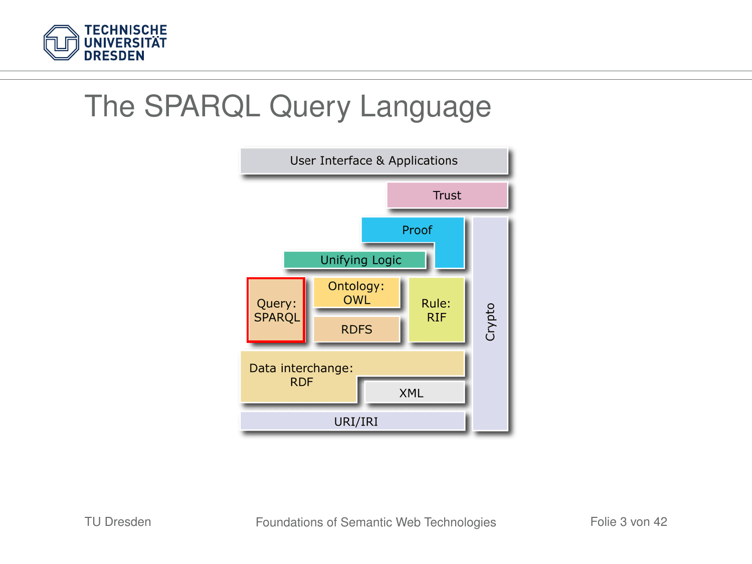# The SPARQL Query Language

User Interface & Applications

Trust

Proof

Unifying Logic

Query: SPARQL

Ontology: OWL

RDFS

Rule: RIF

Crypto

Data interchange: RDF

XML

URI/IRI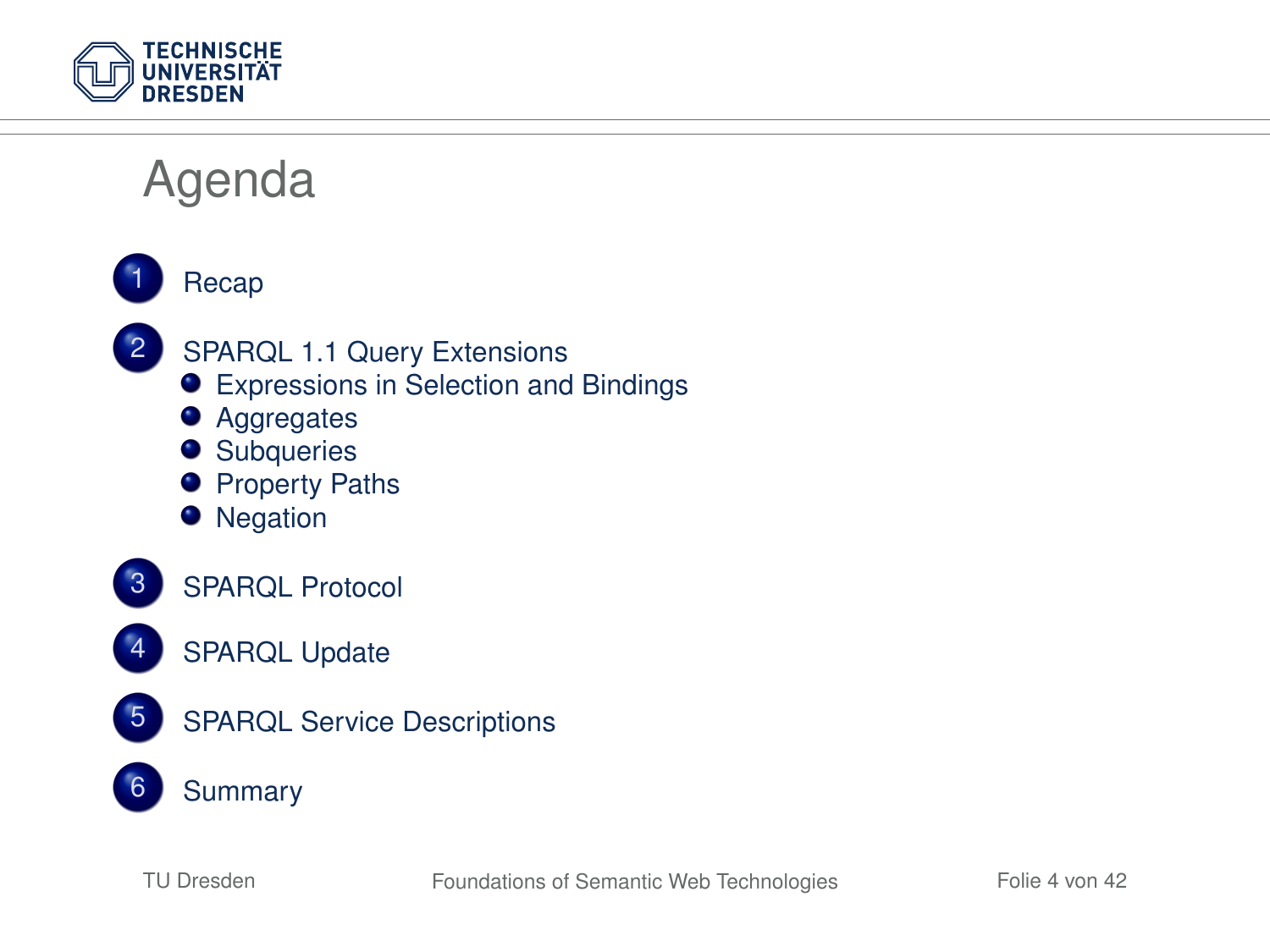# Agenda

1. Recap
2. SPARQL 1.1 Query Extensions
   - Expressions in Selection and Bindings
   - Aggregates
   - Subqueries
   - Property Paths
   - Negation
3. SPARQL Protocol
4. SPARQL Update
5. SPARQL Service Descriptions
6. Summary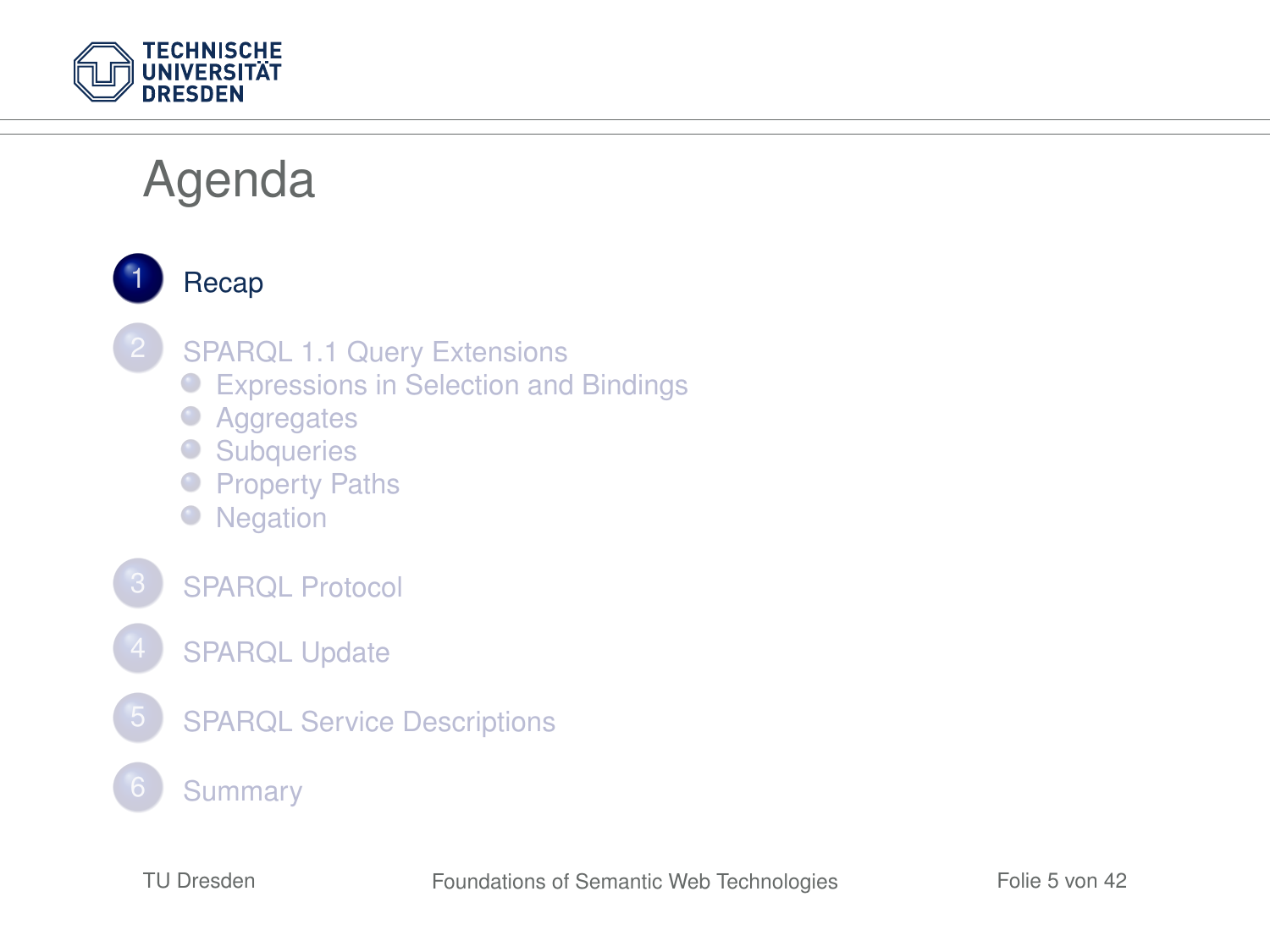# Agenda

1. Recap
2. SPARQL 1.1 Query Extensions
   - Expressions in Selection and Bindings
   - Aggregates
   - Subqueries
   - Property Paths
   - Negation
3. SPARQL Protocol
4. SPARQL Update
5. SPARQL Service Descriptions
6. Summary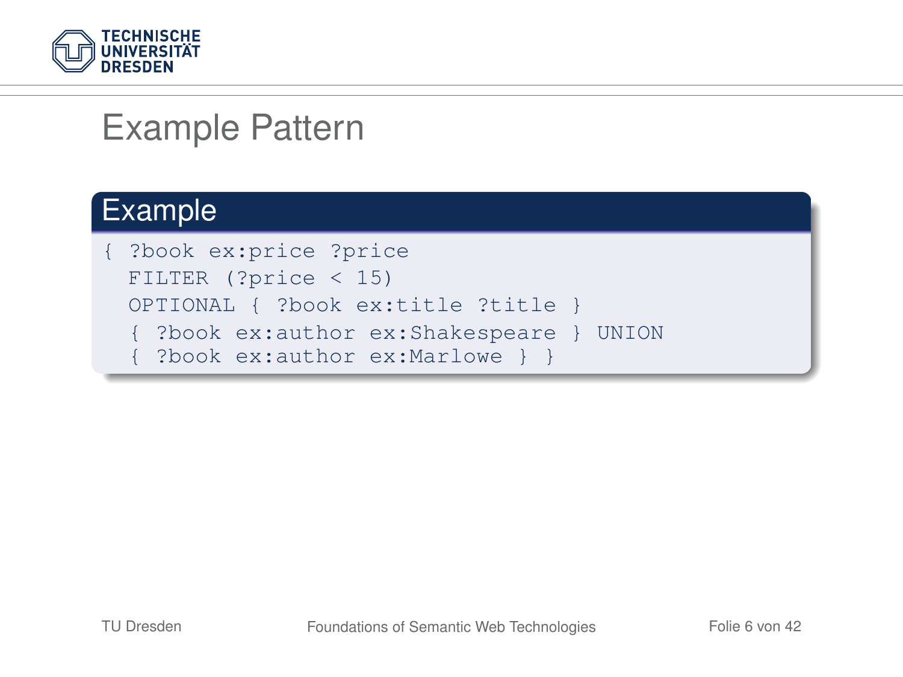# Example Pattern

**Example**

```
{ ?book ex:price ?price
  FILTER (?price < 15)
  OPTIONAL { ?book ex:title ?title }
  { ?book ex:author ex:Shakespeare } UNION
  { ?book ex:author ex:Marlowe } }
```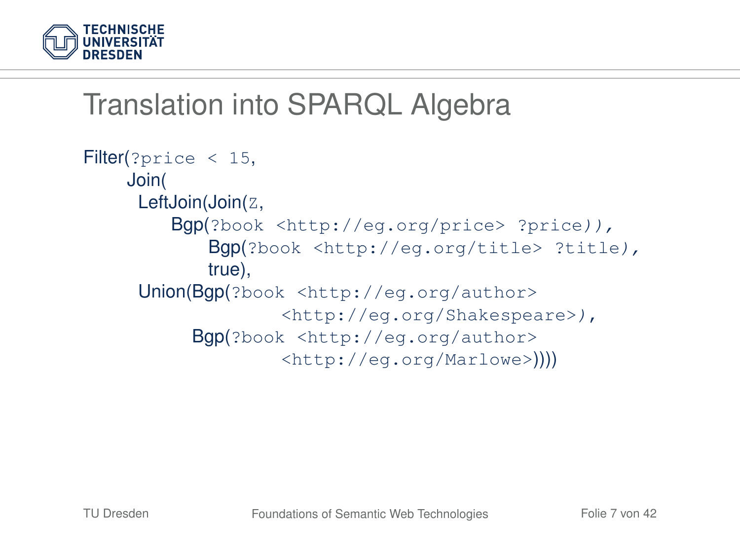# Translation into SPARQL Algebra

```
Filter(?price < 15,
    Join(
     LeftJoin(Join(Z,
          Bgp(?book <http://eg.org/price> ?price)),
               Bgp(?book <http://eg.org/title> ?title),
               true),
     Union(Bgp(?book <http://eg.org/author>
                    <http://eg.org/Shakespeare>),
          Bgp(?book <http://eg.org/author>
                    <http://eg.org/Marlowe>))))
```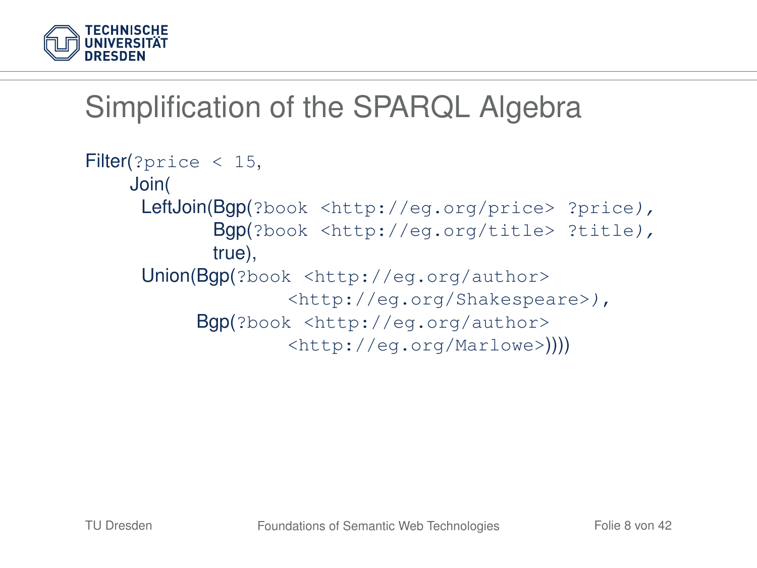# Simplification of the SPARQL Algebra

```
Filter(?price < 15,
    Join(
      LeftJoin(Bgp(?book <http://eg.org/price> ?price),
              Bgp(?book <http://eg.org/title> ?title),
              true),
      Union(Bgp(?book <http://eg.org/author>
                    <http://eg.org/Shakespeare>),
            Bgp(?book <http://eg.org/author>
                    <http://eg.org/Marlowe>))))
```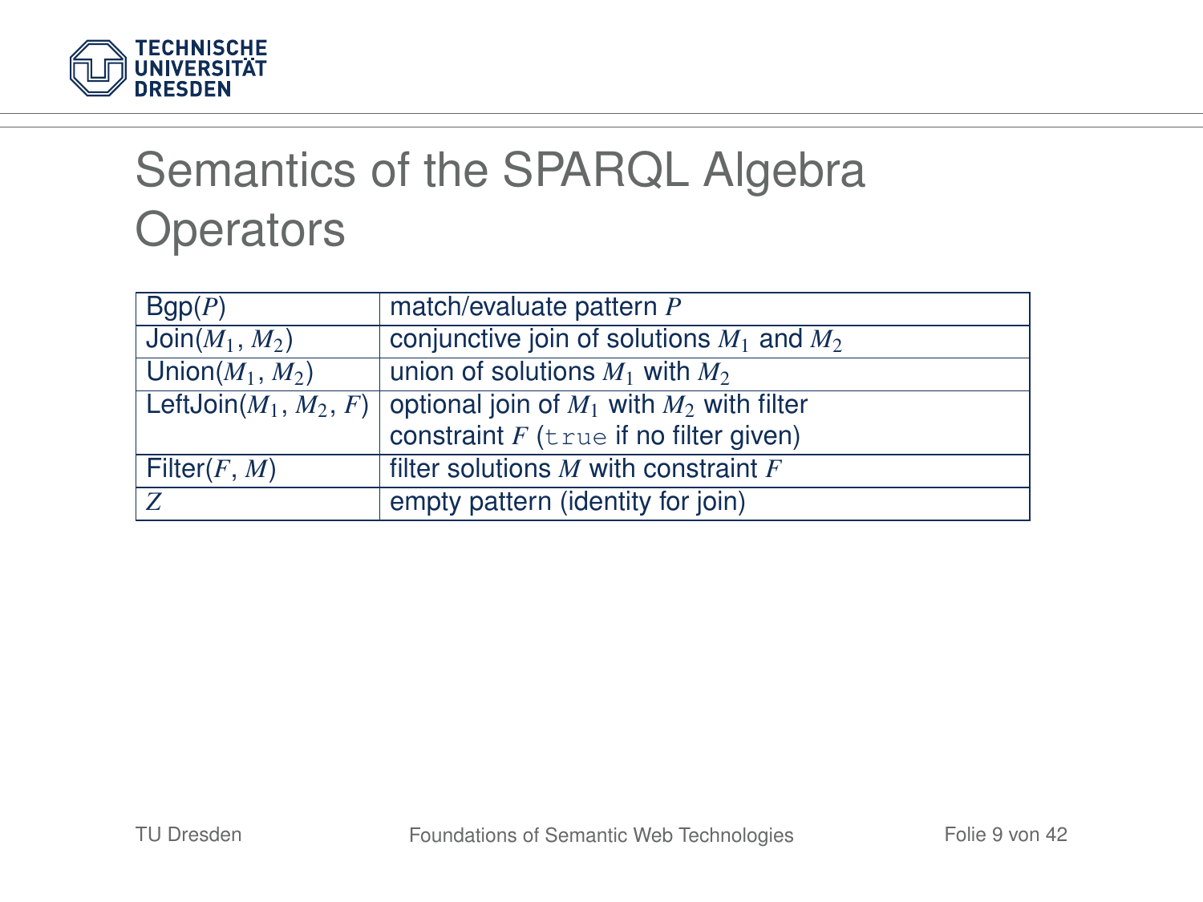# Semantics of the SPARQL Algebra Operators

| | |
|---|---|
| Bgp($P$) | match/evaluate pattern $P$ |
| Join($M_1$, $M_2$) | conjunctive join of solutions $M_1$ and $M_2$ |
| Union($M_1$, $M_2$) | union of solutions $M_1$ with $M_2$ |
| LeftJoin($M_1$, $M_2$, $F$) | optional join of $M_1$ with $M_2$ with filter constraint $F$ (`true` if no filter given) |
| Filter($F$, $M$) | filter solutions $M$ with constraint $F$ |
| $Z$ | empty pattern (identity for join) |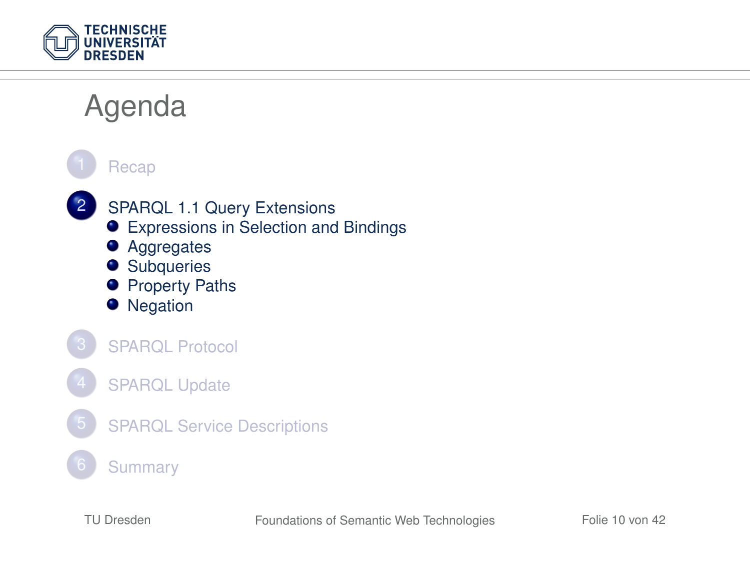# Agenda

1. Recap
2. SPARQL 1.1 Query Extensions
   - Expressions in Selection and Bindings
   - Aggregates
   - Subqueries
   - Property Paths
   - Negation
3. SPARQL Protocol
4. SPARQL Update
5. SPARQL Service Descriptions
6. Summary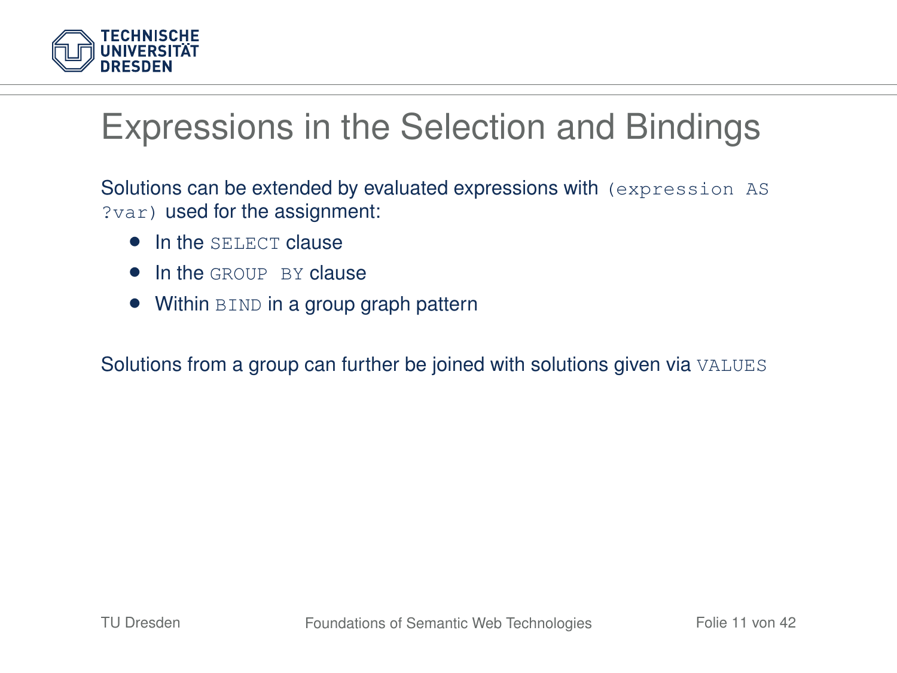# Expressions in the Selection and Bindings

Solutions can be extended by evaluated expressions with `(expression AS ?var)` used for the assignment:

- In the `SELECT` clause
- In the `GROUP BY` clause
- Within `BIND` in a group graph pattern

Solutions from a group can further be joined with solutions given via `VALUES`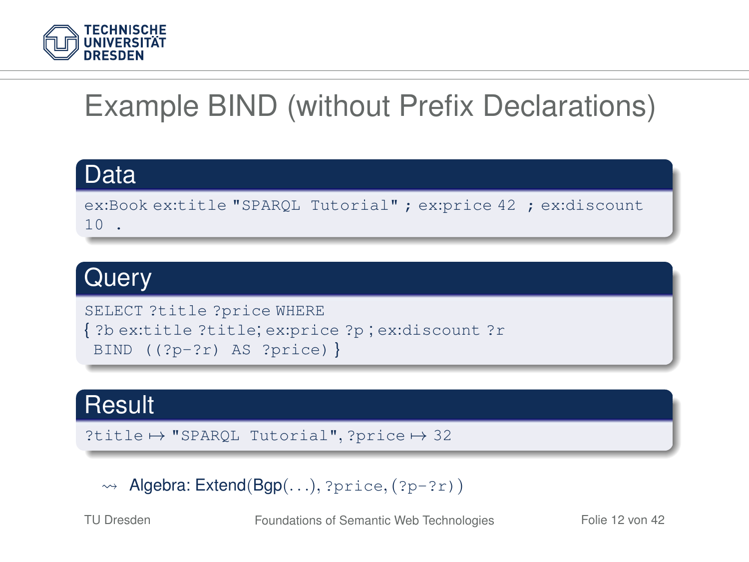# Example BIND (without Prefix Declarations)

## Data

```
ex:Book ex:title "SPARQL Tutorial" ; ex:price 42 ; ex:discount
10 .
```

## Query

```
SELECT ?title ?price WHERE
{ ?b ex:title ?title; ex:price ?p ; ex:discount ?r
 BIND ((?p-?r) AS ?price) }
```

## Result

?title $\mapsto$ "SPARQL Tutorial", ?price $\mapsto$ 32

$\rightsquigarrow$ Algebra: Extend(Bgp(...), ?price, (?p-?r))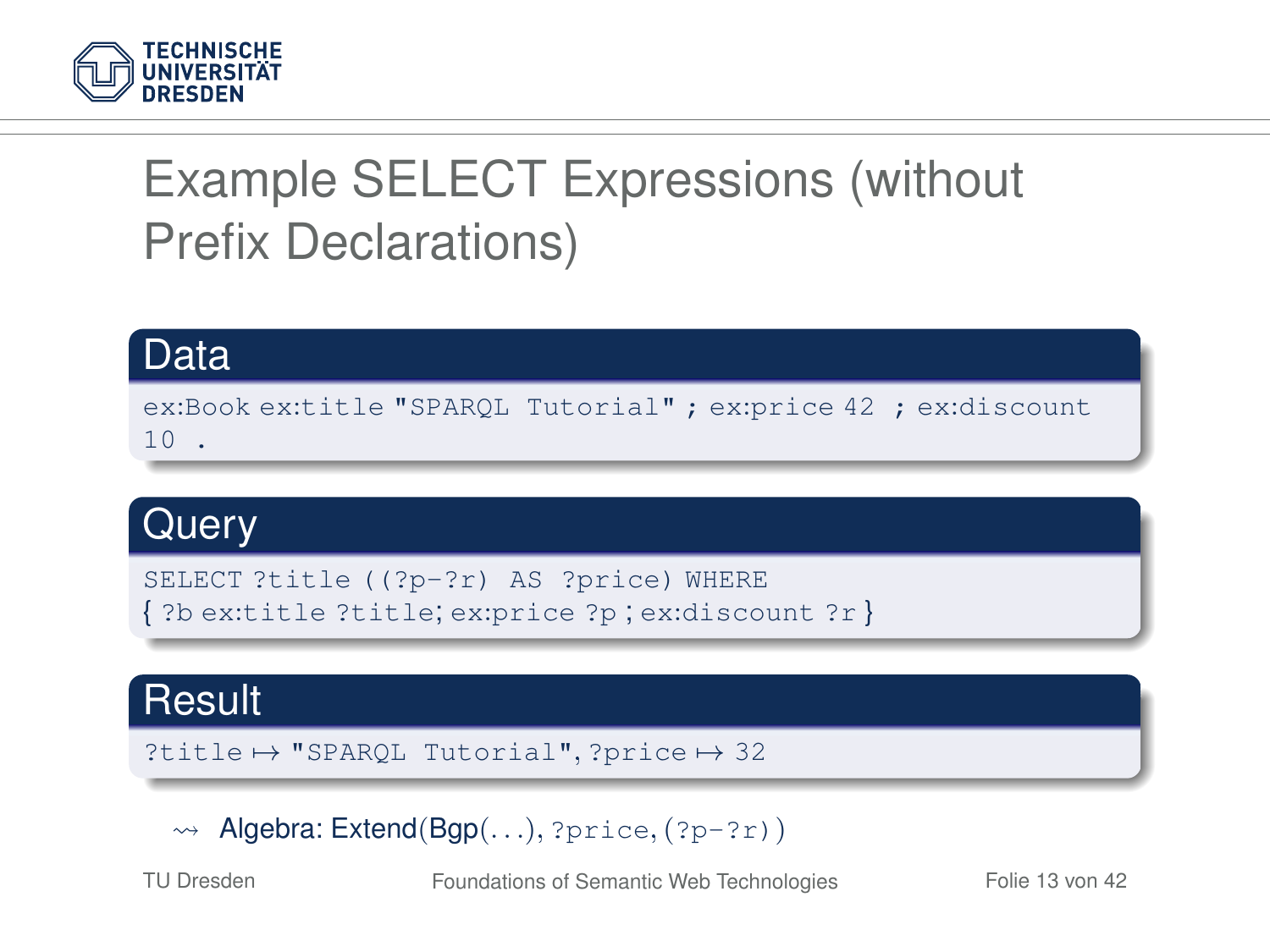# Example SELECT Expressions (without Prefix Declarations)

## Data

```
ex:Book ex:title "SPARQL Tutorial" ; ex:price 42 ; ex:discount
10 .
```

## Query

```
SELECT ?title ((?p-?r) AS ?price) WHERE
{ ?b ex:title ?title; ex:price ?p ; ex:discount ?r }
```

## Result

`?title` ↦ `"SPARQL Tutorial"`, `?price` ↦ `32`

⇝ Algebra: Extend(Bgp(...), `?price`, (`?p-?r`))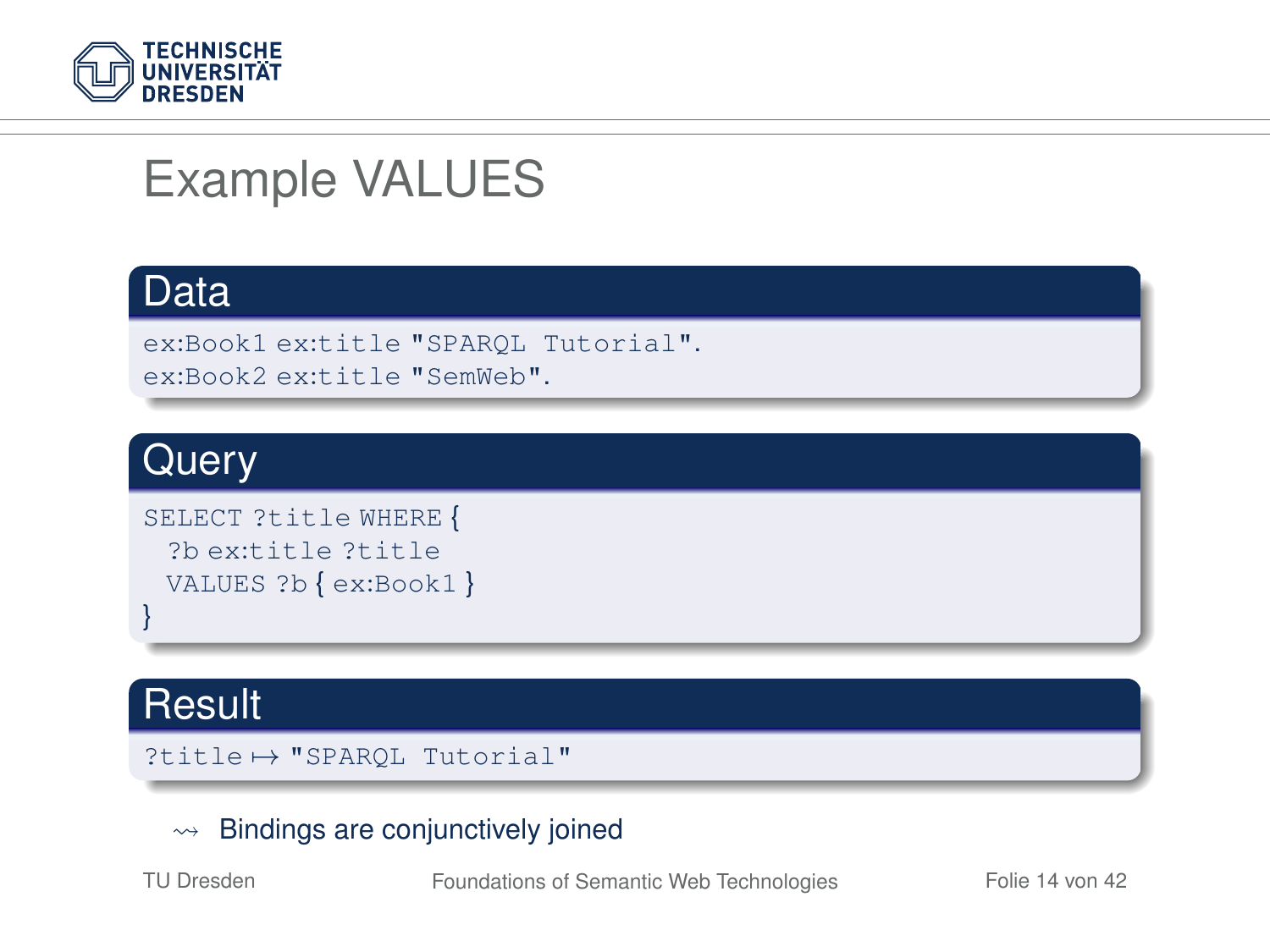# Example VALUES

## Data

```
ex:Book1 ex:title "SPARQL Tutorial".
ex:Book2 ex:title "SemWeb".
```

## Query

```
SELECT ?title WHERE {
  ?b ex:title ?title
  VALUES ?b { ex:Book1 }
}
```

## Result

```
?title ↦ "SPARQL Tutorial"
```

⇝ Bindings are conjunctively joined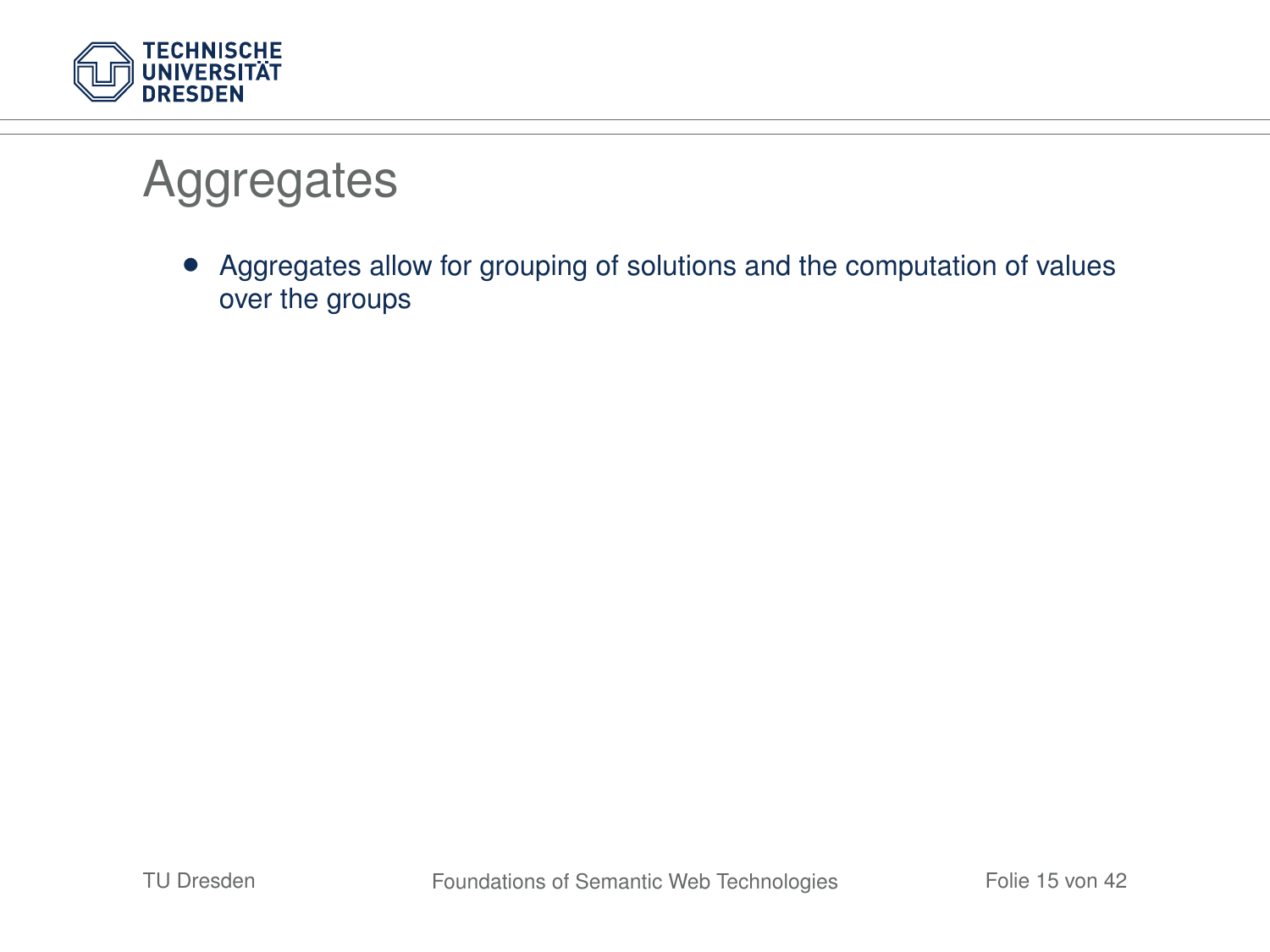# Aggregates

- Aggregates allow for grouping of solutions and the computation of values over the groups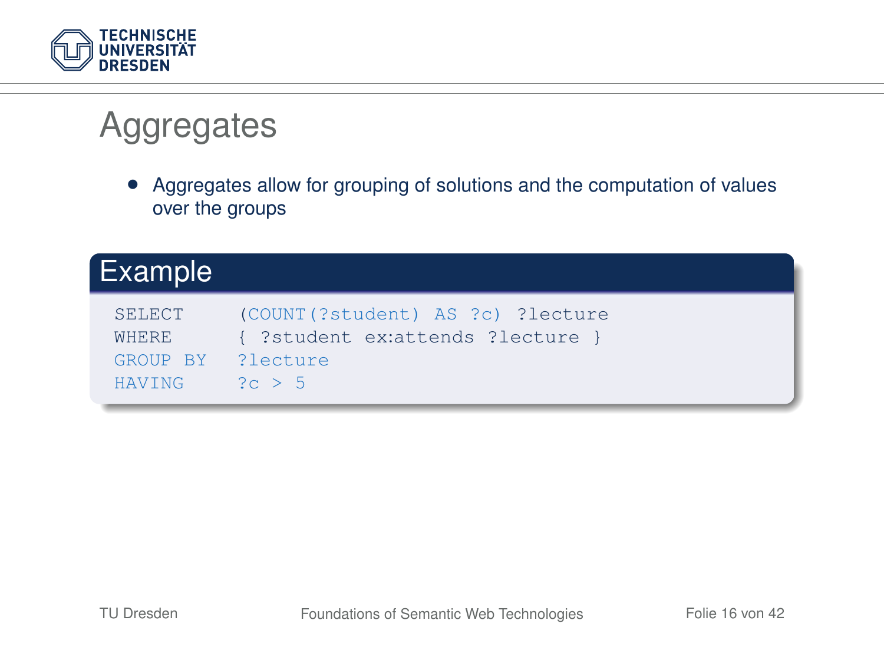# Aggregates

- Aggregates allow for grouping of solutions and the computation of values over the groups

**Example**

```
SELECT     (COUNT(?student) AS ?c) ?lecture
WHERE      { ?student ex:attends ?lecture }
GROUP BY   ?lecture
HAVING     ?c > 5
```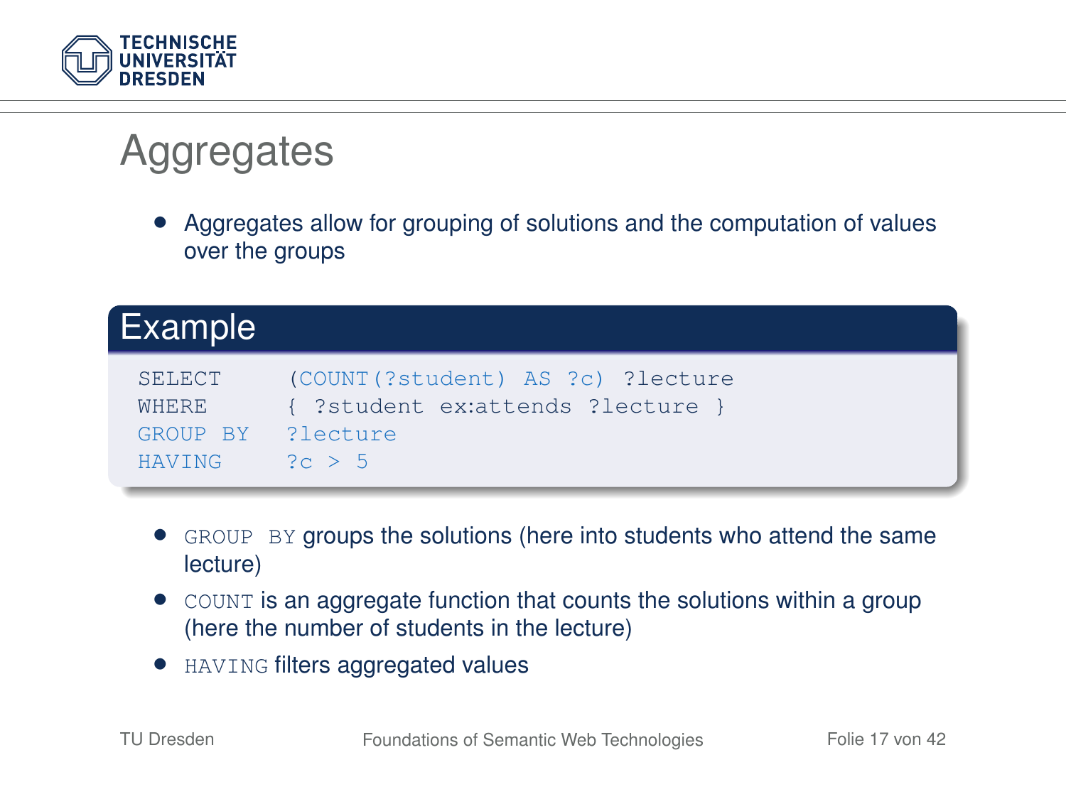# Aggregates

- Aggregates allow for grouping of solutions and the computation of values over the groups

**Example**

```
SELECT     (COUNT(?student) AS ?c) ?lecture
WHERE      { ?student ex:attends ?lecture }
GROUP BY   ?lecture
HAVING     ?c > 5
```

- `GROUP BY` groups the solutions (here into students who attend the same lecture)
- `COUNT` is an aggregate function that counts the solutions within a group (here the number of students in the lecture)
- `HAVING` filters aggregated values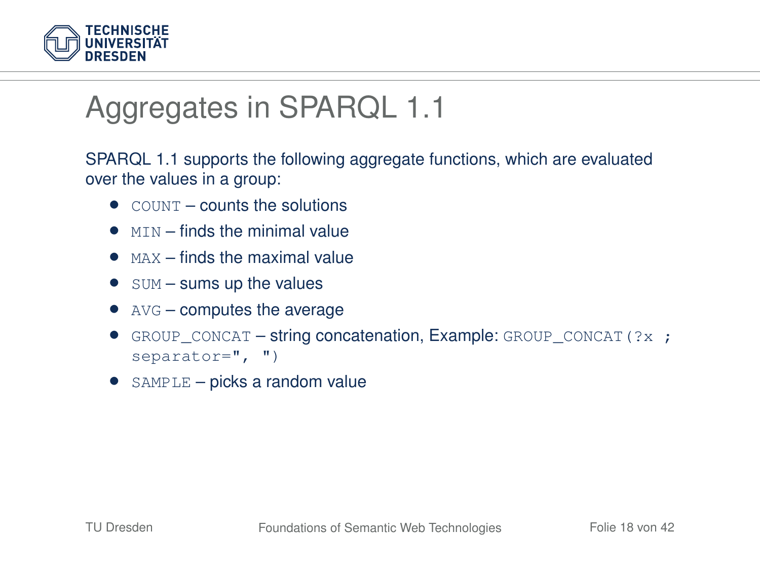# Aggregates in SPARQL 1.1

SPARQL 1.1 supports the following aggregate functions, which are evaluated over the values in a group:

- `COUNT` – counts the solutions
- `MIN` – finds the minimal value
- `MAX` – finds the maximal value
- `SUM` – sums up the values
- `AVG` – computes the average
- `GROUP_CONCAT` – string concatenation, Example: `GROUP_CONCAT(?x ; separator=", ")`
- `SAMPLE` – picks a random value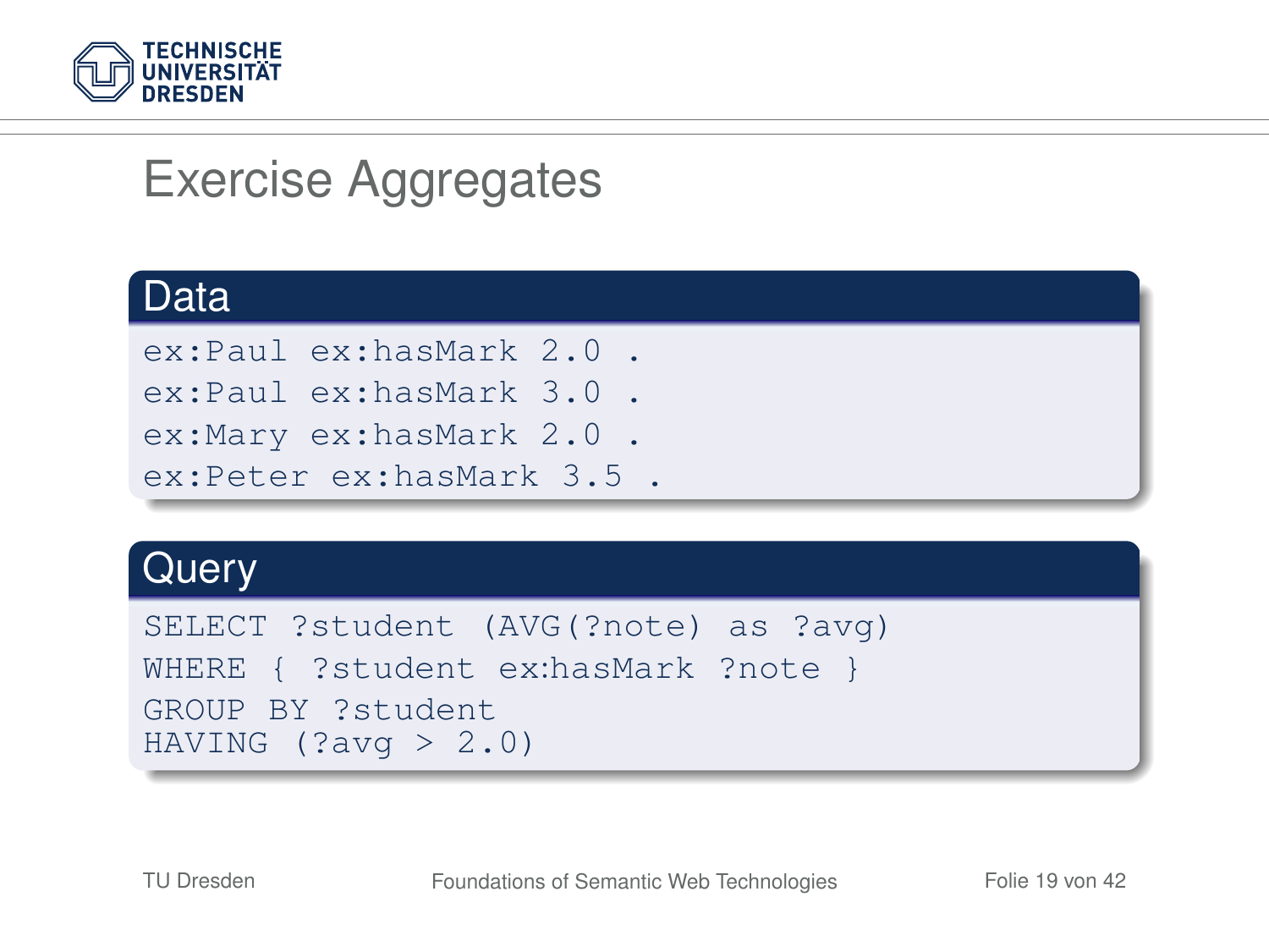# Exercise Aggregates

## Data

```
ex:Paul ex:hasMark 2.0 .
ex:Paul ex:hasMark 3.0 .
ex:Mary ex:hasMark 2.0 .
ex:Peter ex:hasMark 3.5 .
```

## Query

```
SELECT ?student (AVG(?note) as ?avg)
WHERE { ?student ex:hasMark ?note }
GROUP BY ?student
HAVING (?avg > 2.0)
```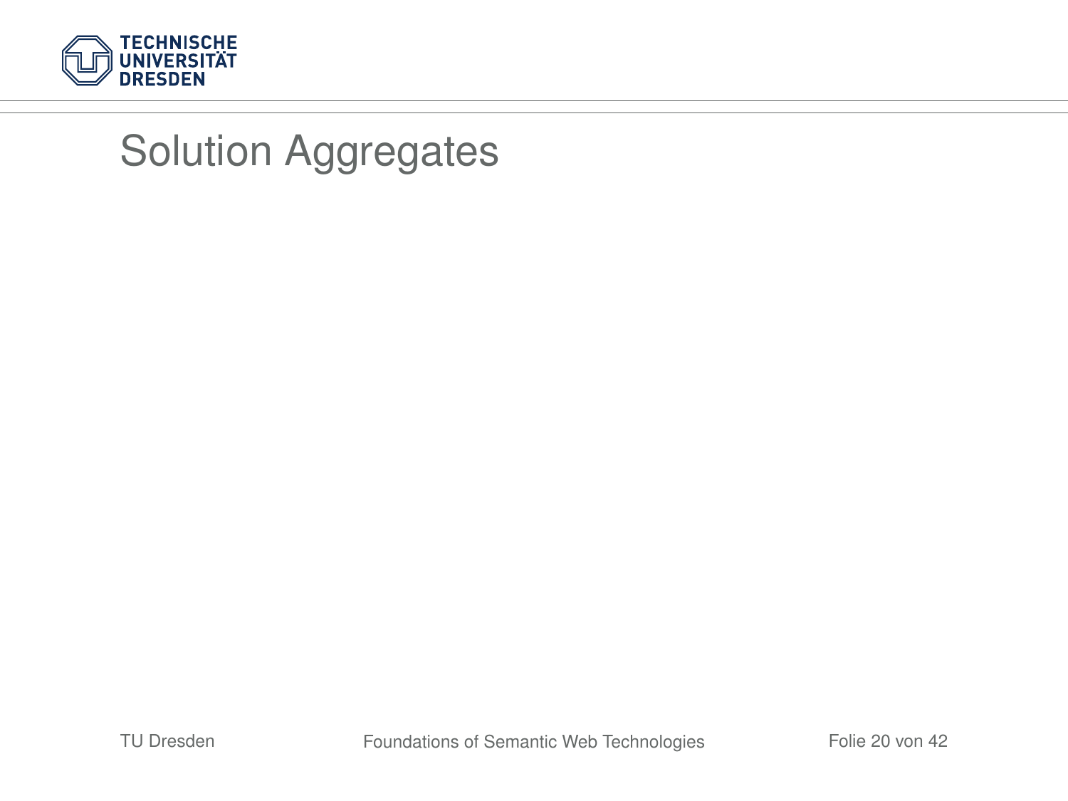# Solution Aggregates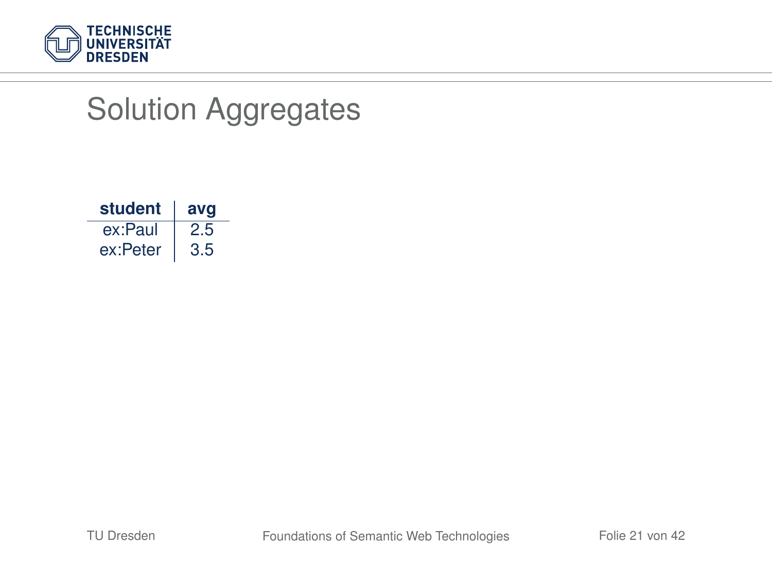# Solution Aggregates

| student | avg |
|---|---|
| ex:Paul | 2.5 |
| ex:Peter | 3.5 |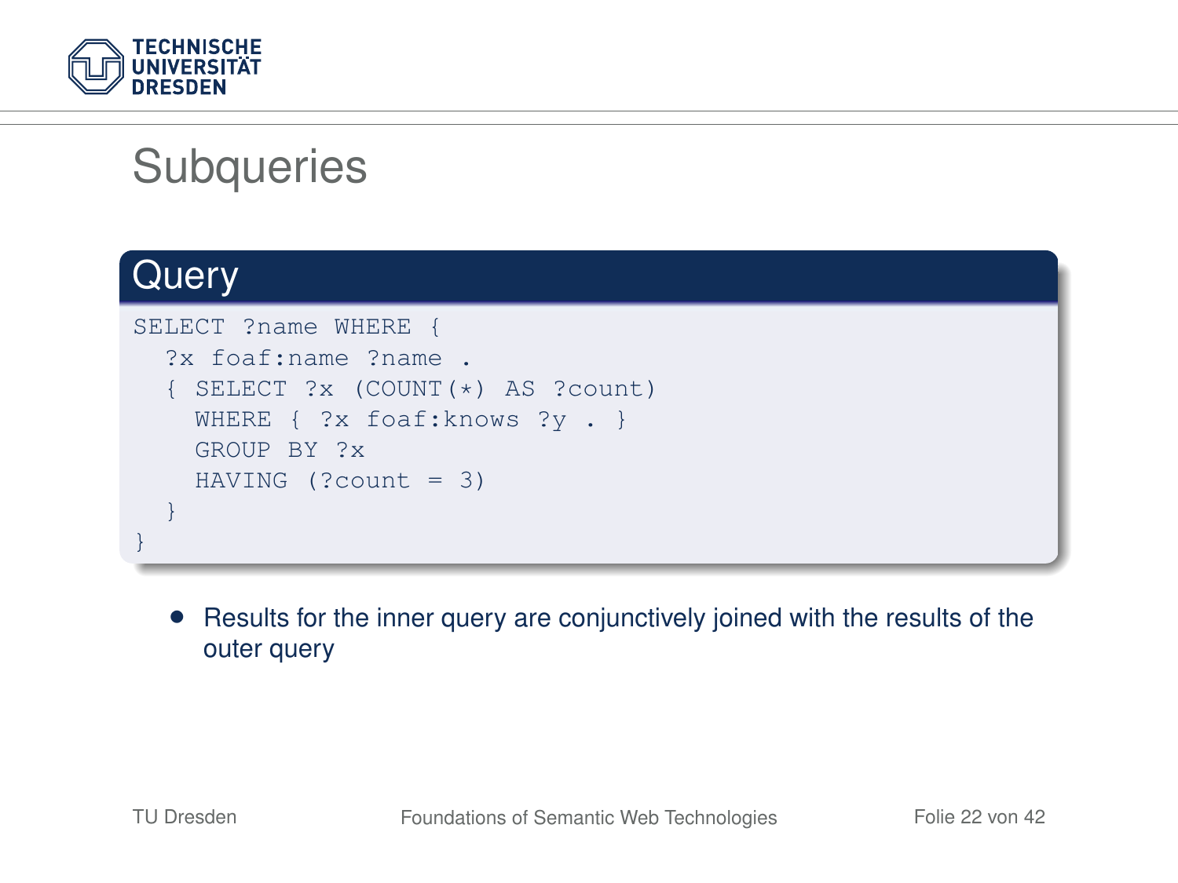# Subqueries

**Query**

```
SELECT ?name WHERE {
  ?x foaf:name ?name .
  { SELECT ?x (COUNT(*) AS ?count)
    WHERE { ?x foaf:knows ?y . }
    GROUP BY ?x
    HAVING (?count = 3)
  }
}
```

- Results for the inner query are conjunctively joined with the results of the outer query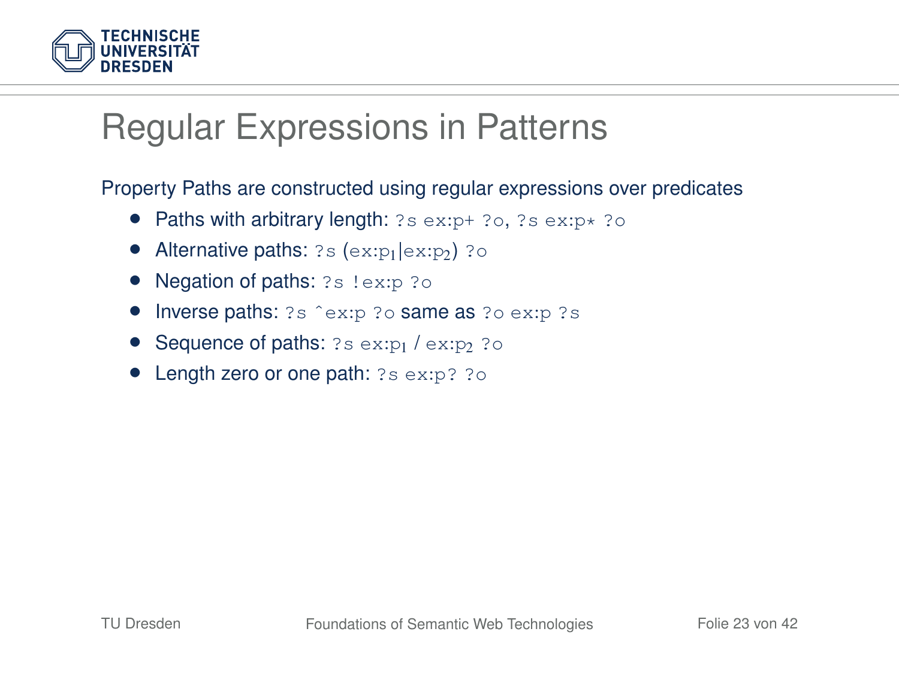# Regular Expressions in Patterns

Property Paths are constructed using regular expressions over predicates

- Paths with arbitrary length: `?s ex:p+ ?o`, `?s ex:p* ?o`
- Alternative paths: `?s (ex:p1|ex:p2) ?o`
- Negation of paths: `?s !ex:p ?o`
- Inverse paths: `?s ^ex:p ?o` same as `?o ex:p ?s`
- Sequence of paths: `?s ex:p1 / ex:p2 ?o`
- Length zero or one path: `?s ex:p? ?o`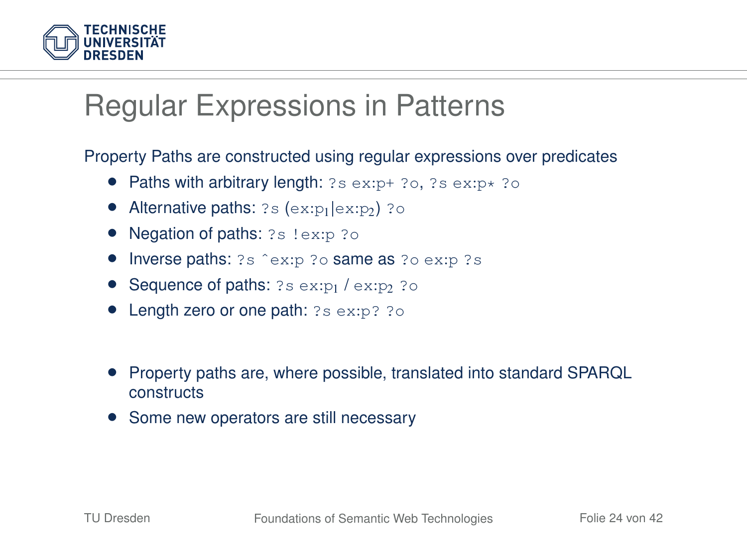# Regular Expressions in Patterns

Property Paths are constructed using regular expressions over predicates

- Paths with arbitrary length: `?s ex:p+ ?o`, `?s ex:p* ?o`
- Alternative paths: `?s (ex:p1|ex:p2) ?o`
- Negation of paths: `?s !ex:p ?o`
- Inverse paths: `?s ^ex:p ?o` same as `?o ex:p ?s`
- Sequence of paths: `?s ex:p1 / ex:p2 ?o`
- Length zero or one path: `?s ex:p? ?o`

- Property paths are, where possible, translated into standard SPARQL constructs
- Some new operators are still necessary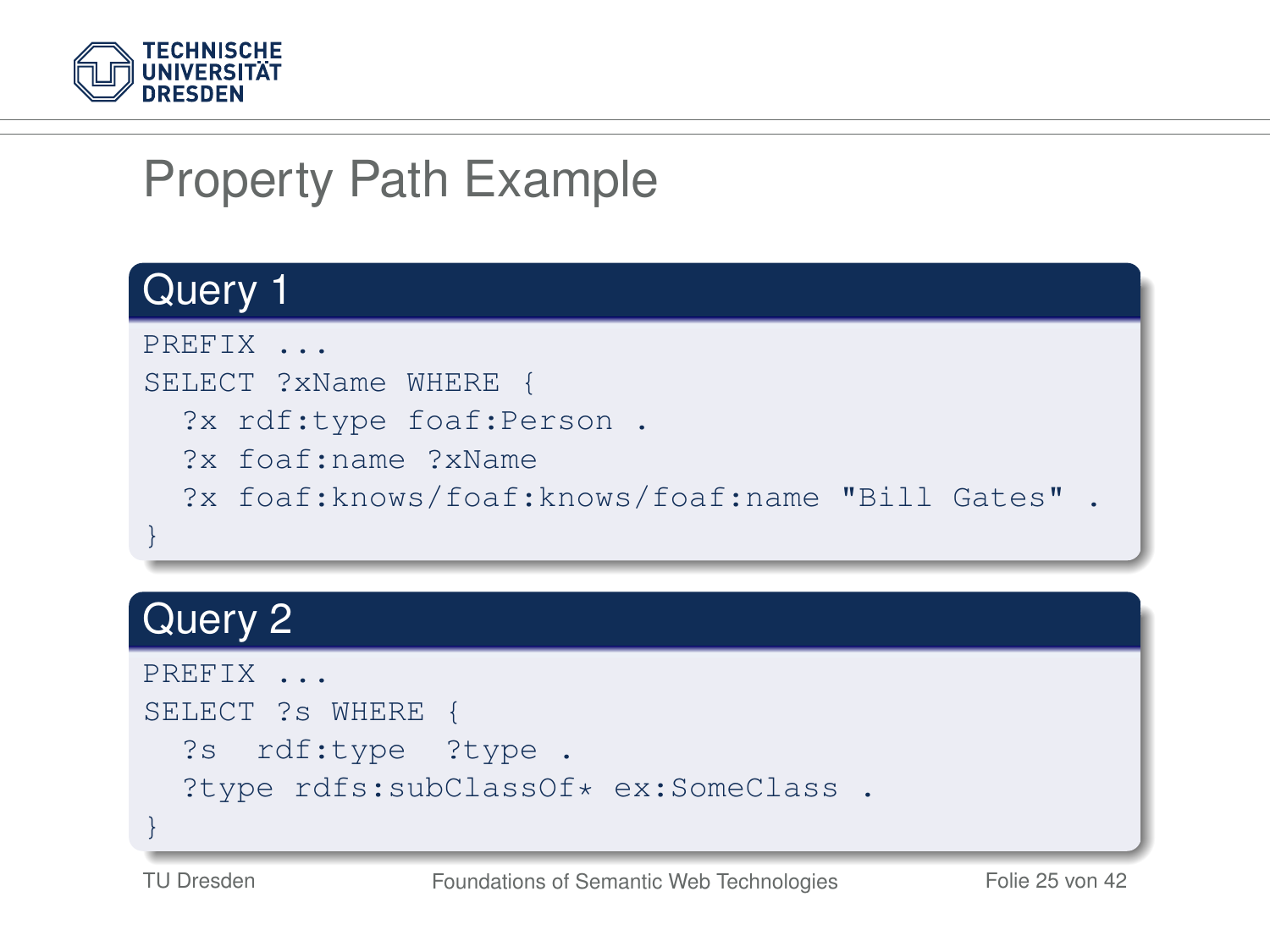# Property Path Example

## Query 1

```
PREFIX ...
SELECT ?xName WHERE {
  ?x rdf:type foaf:Person .
  ?x foaf:name ?xName
  ?x foaf:knows/foaf:knows/foaf:name "Bill Gates" .
}
```

## Query 2

```
PREFIX ...
SELECT ?s WHERE {
  ?s  rdf:type  ?type .
  ?type rdfs:subClassOf* ex:SomeClass .
}
```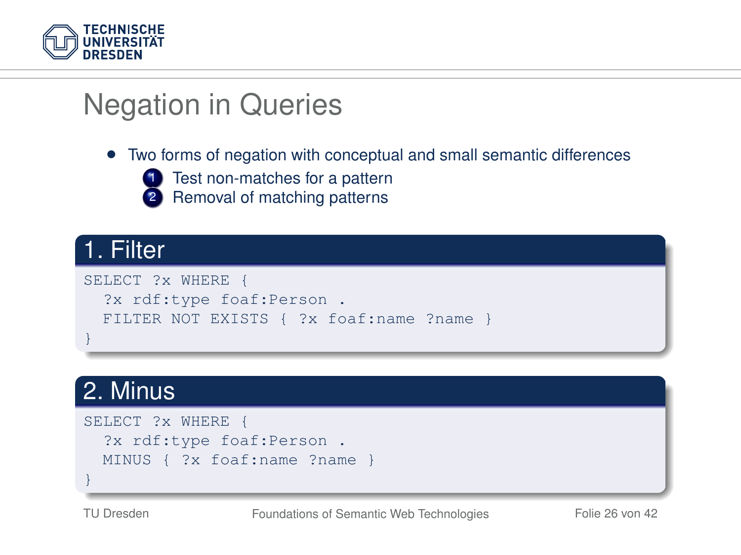# Negation in Queries

- Two forms of negation with conceptual and small semantic differences
  1. Test non-matches for a pattern
  2. Removal of matching patterns

## 1. Filter

```
SELECT ?x WHERE {
  ?x rdf:type foaf:Person .
  FILTER NOT EXISTS { ?x foaf:name ?name }
}
```

## 2. Minus

```
SELECT ?x WHERE {
  ?x rdf:type foaf:Person .
  MINUS { ?x foaf:name ?name }
}
```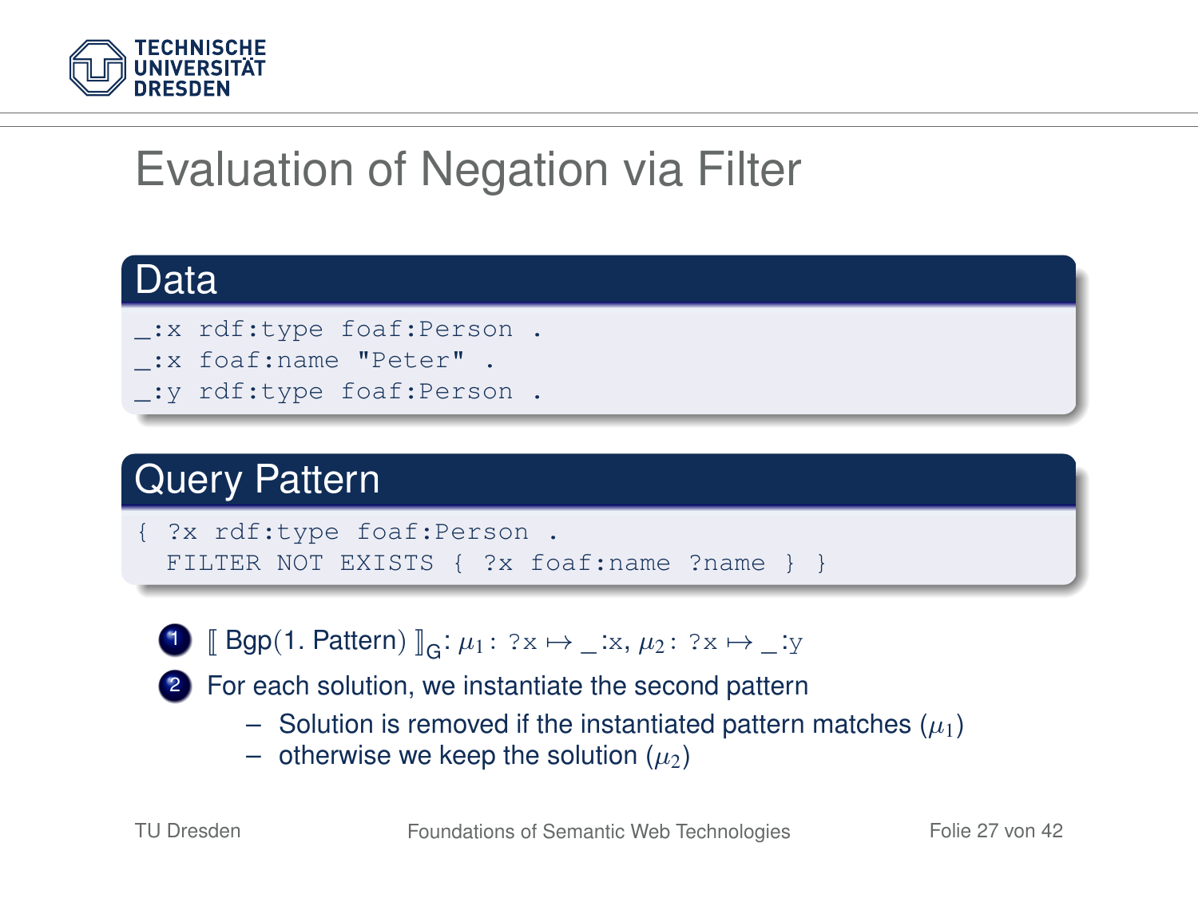# Evaluation of Negation via Filter

## Data

```
_:x rdf:type foaf:Person .
_:x foaf:name "Peter" .
_:y rdf:type foaf:Person .
```

## Query Pattern

```
{ ?x rdf:type foaf:Person .
  FILTER NOT EXISTS { ?x foaf:name ?name } }
```

1. $[\![$ Bgp(1. Pattern) $]\!]_G$: $\mu_1$ : ?x $\mapsto$ _:x, $\mu_2$ : ?x $\mapsto$ _:y
2. For each solution, we instantiate the second pattern
   - Solution is removed if the instantiated pattern matches ($\mu_1$)
   - otherwise we keep the solution ($\mu_2$)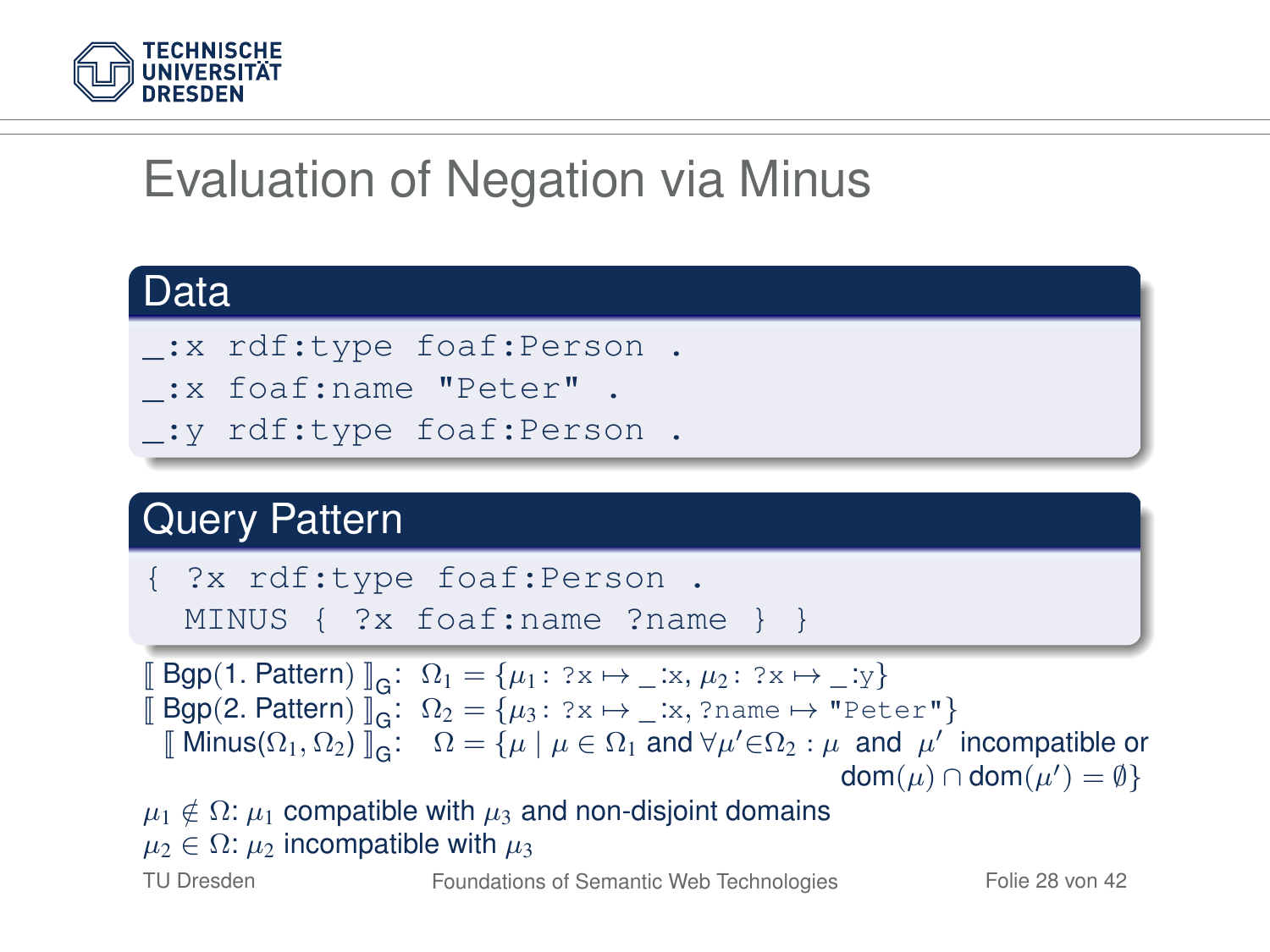# Evaluation of Negation via Minus

## Data

```
_:x rdf:type foaf:Person .
_:x foaf:name "Peter" .
_:y rdf:type foaf:Person .
```

## Query Pattern

```
{ ?x rdf:type foaf:Person .
  MINUS { ?x foaf:name ?name } }
```

$[\![$ Bgp(1. Pattern) $]\!]_G$: $\Omega_1 = \{\mu_1 : \texttt{?x} \mapsto \texttt{\_:x}, \mu_2 : \texttt{?x} \mapsto \texttt{\_:y}\}$

$[\![$ Bgp(2. Pattern) $]\!]_G$: $\Omega_2 = \{\mu_3 : \texttt{?x} \mapsto \texttt{\_:x}, \texttt{?name} \mapsto \texttt{"Peter"}\}$

$[\![$ Minus$(\Omega_1, \Omega_2)$ $]\!]_G$: $\Omega = \{\mu \mid \mu \in \Omega_1$ and $\forall \mu' \in \Omega_2 : \mu$ and $\mu'$ incompatible or $\text{dom}(\mu) \cap \text{dom}(\mu') = \emptyset\}$

$\mu_1 \notin \Omega$: $\mu_1$ compatible with $\mu_3$ and non-disjoint domains

$\mu_2 \in \Omega$: $\mu_2$ incompatible with $\mu_3$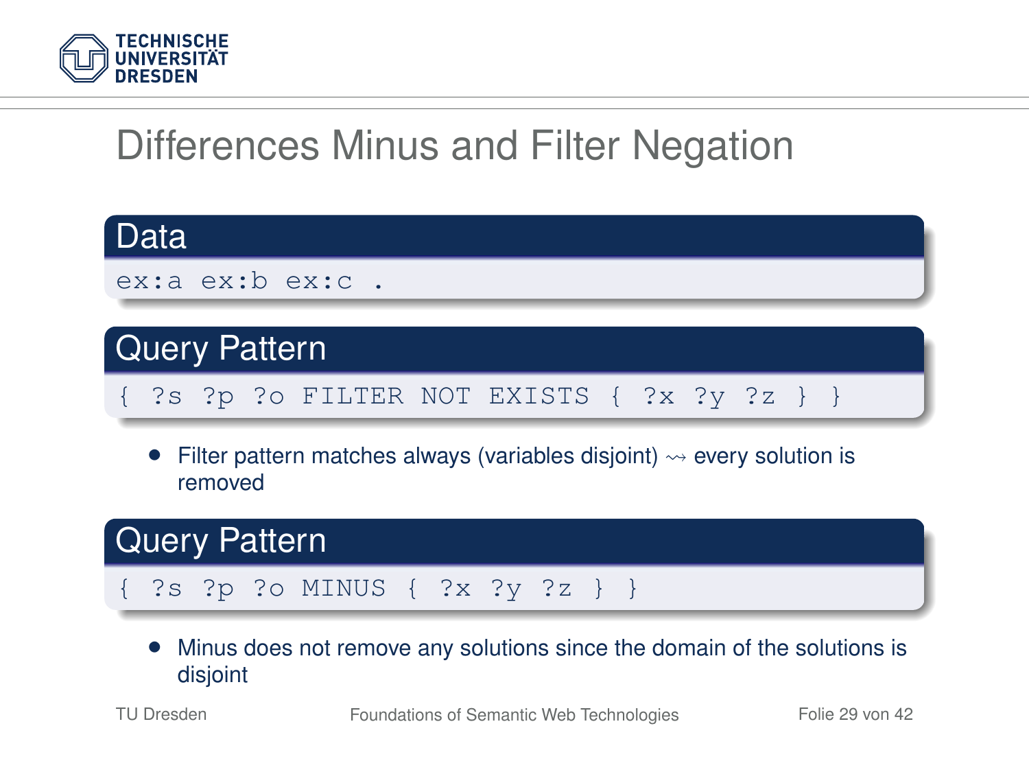# Differences Minus and Filter Negation

### Data

```
ex:a ex:b ex:c .
```

### Query Pattern

```
{ ?s ?p ?o FILTER NOT EXISTS { ?x ?y ?z } }
```

- Filter pattern matches always (variables disjoint) $\rightsquigarrow$ every solution is removed

### Query Pattern

```
{ ?s ?p ?o MINUS { ?x ?y ?z } }
```

- Minus does not remove any solutions since the domain of the solutions is disjoint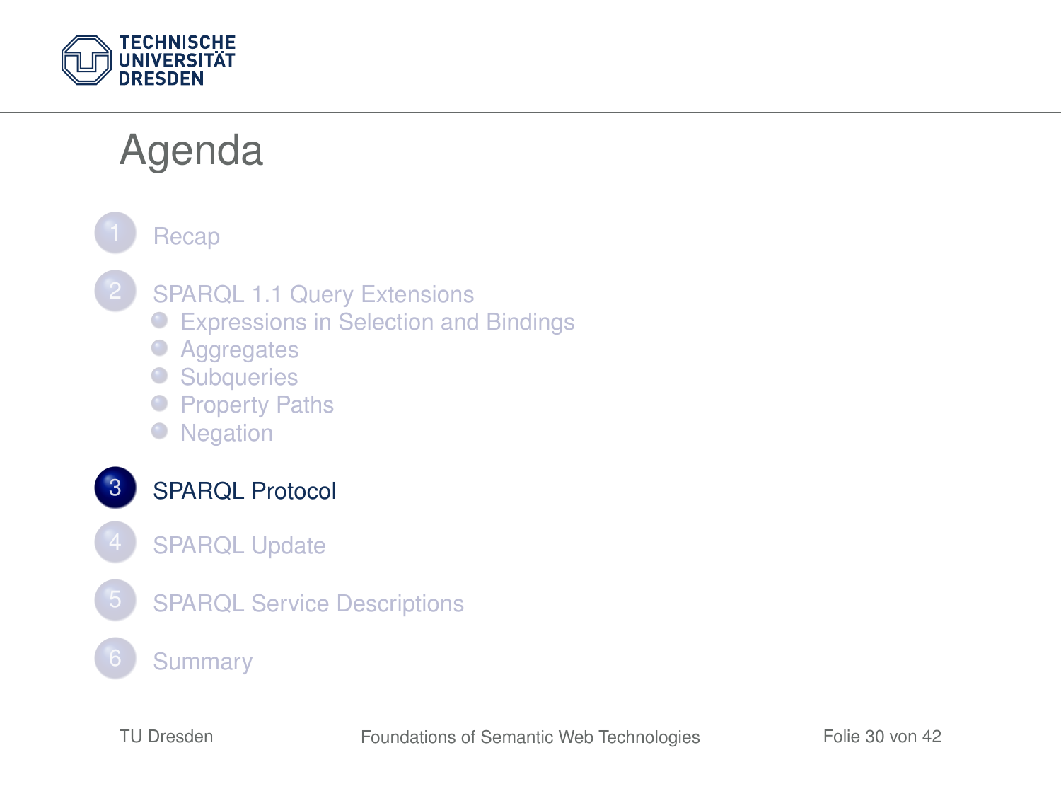# Agenda

1. Recap
2. SPARQL 1.1 Query Extensions
   - Expressions in Selection and Bindings
   - Aggregates
   - Subqueries
   - Property Paths
   - Negation
3. **SPARQL Protocol**
4. SPARQL Update
5. SPARQL Service Descriptions
6. Summary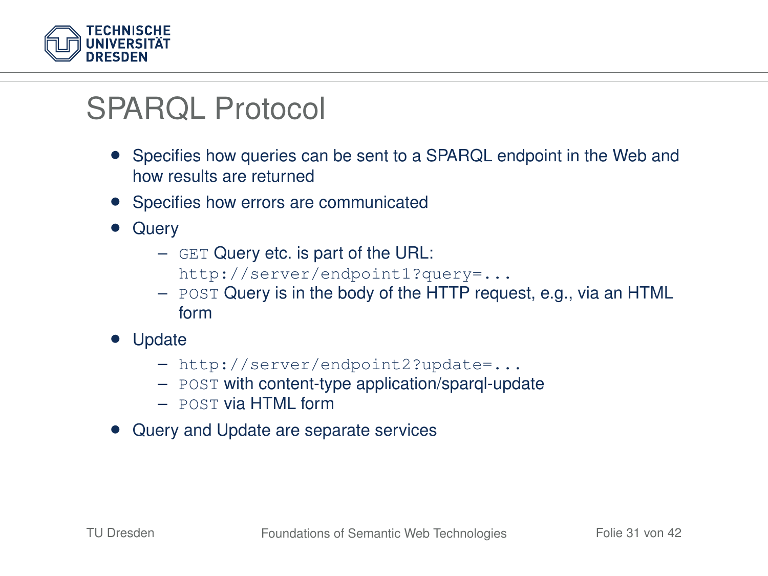# SPARQL Protocol

- Specifies how queries can be sent to a SPARQL endpoint in the Web and how results are returned
- Specifies how errors are communicated
- Query
  - `GET` Query etc. is part of the URL: `http://server/endpoint1?query=...`
  - `POST` Query is in the body of the HTTP request, e.g., via an HTML form
- Update
  - `http://server/endpoint2?update=...`
  - `POST` with content-type application/sparql-update
  - `POST` via HTML form
- Query and Update are separate services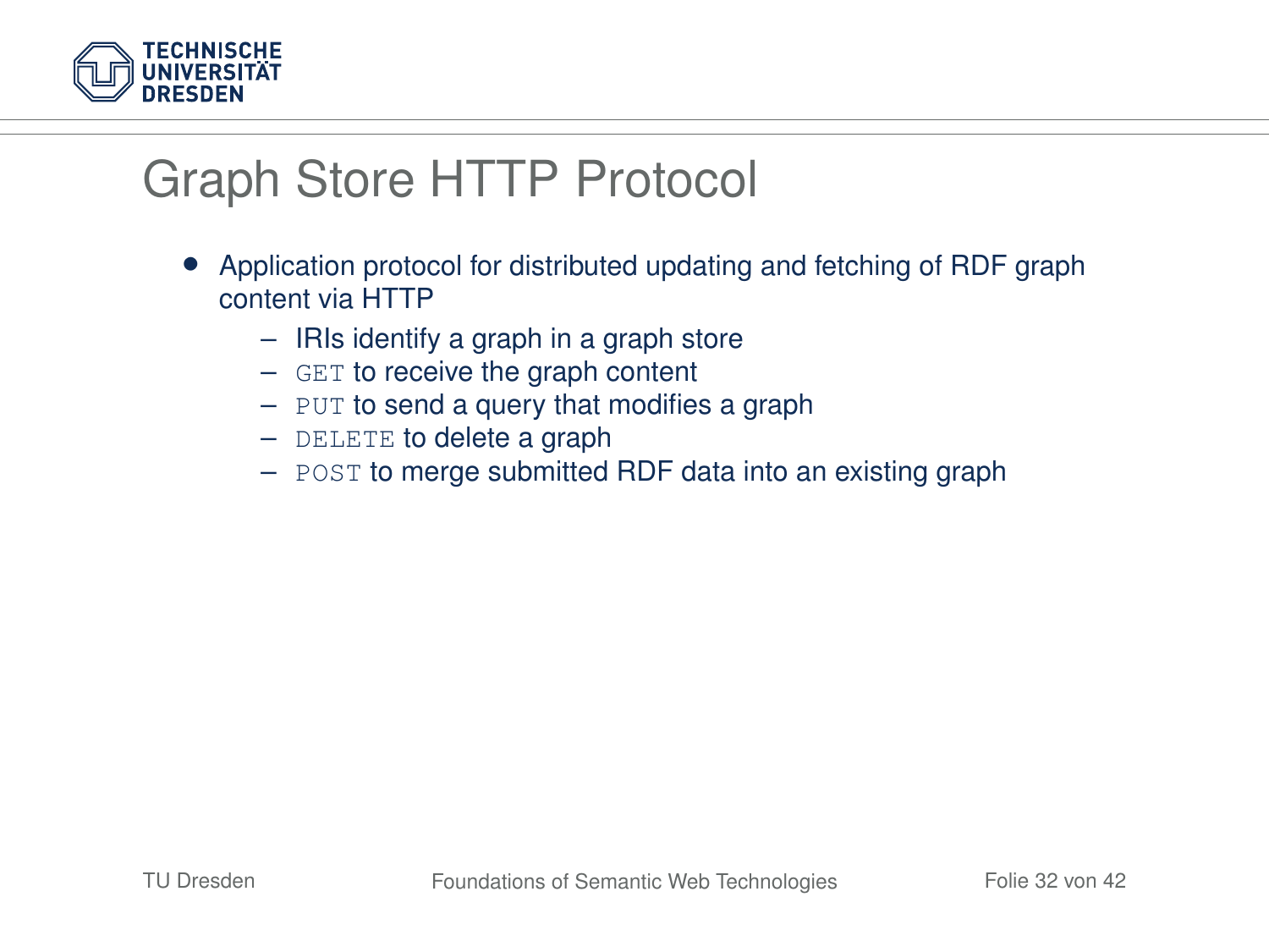# Graph Store HTTP Protocol

- Application protocol for distributed updating and fetching of RDF graph content via HTTP
  - IRIs identify a graph in a graph store
  - `GET` to receive the graph content
  - `PUT` to send a query that modifies a graph
  - `DELETE` to delete a graph
  - `POST` to merge submitted RDF data into an existing graph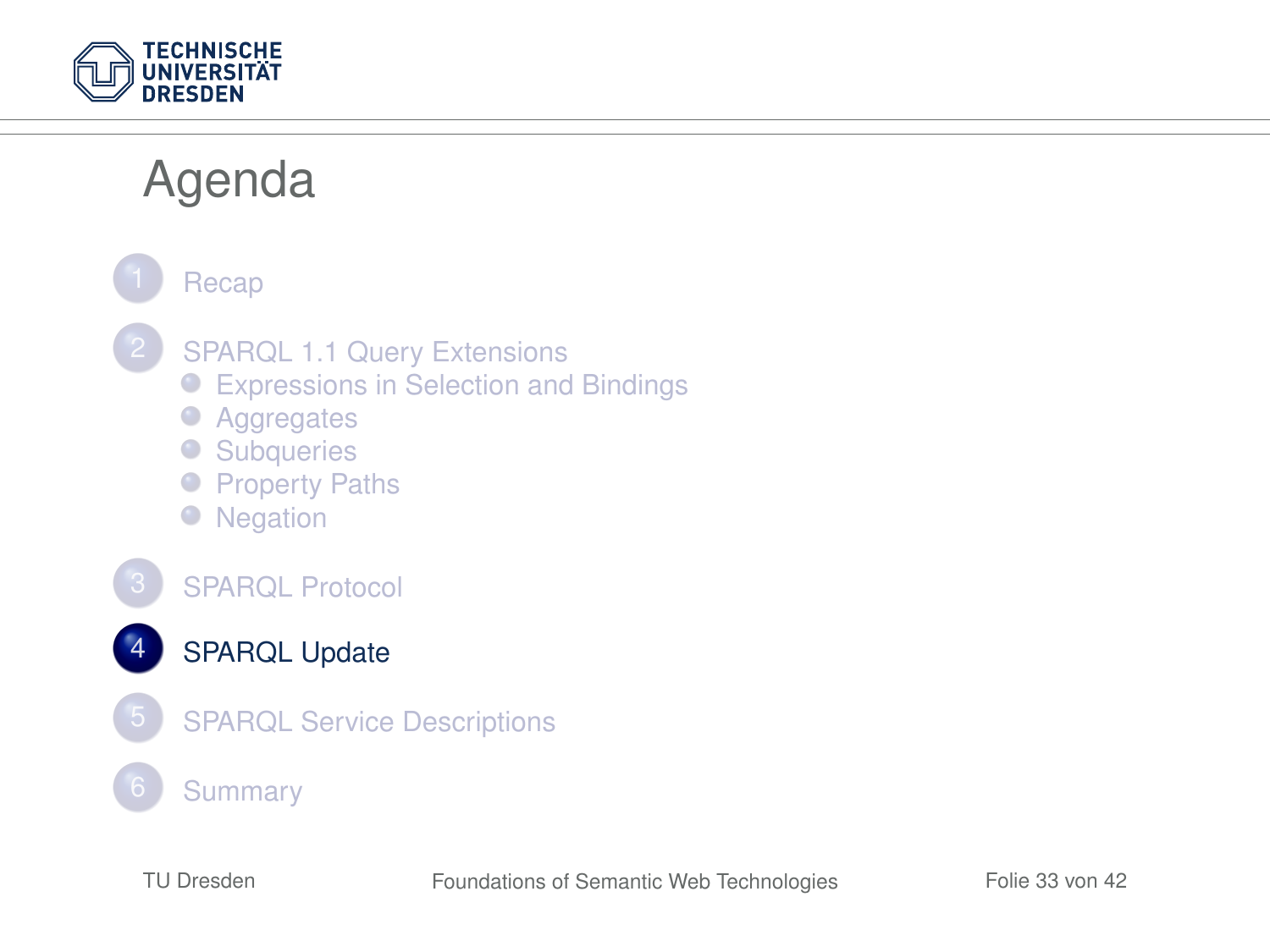# Agenda

1. Recap
2. SPARQL 1.1 Query Extensions
   - Expressions in Selection and Bindings
   - Aggregates
   - Subqueries
   - Property Paths
   - Negation
3. SPARQL Protocol
4. **SPARQL Update**
5. SPARQL Service Descriptions
6. Summary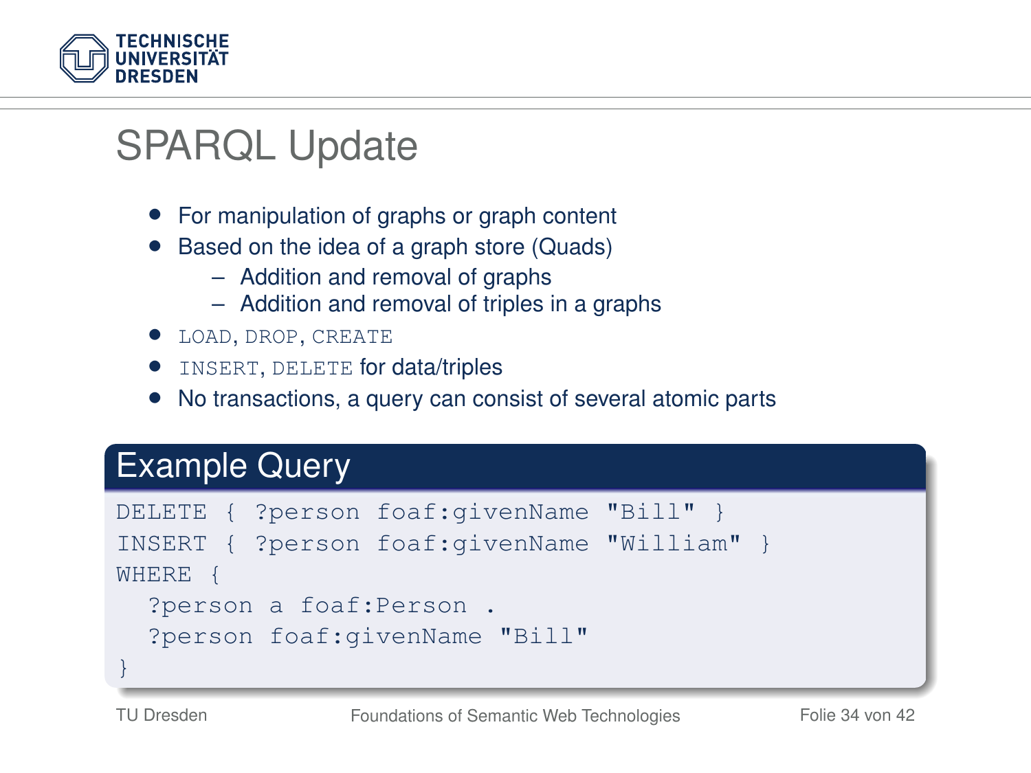# SPARQL Update

- For manipulation of graphs or graph content
- Based on the idea of a graph store (Quads)
  - Addition and removal of graphs
  - Addition and removal of triples in a graphs
- `LOAD`, `DROP`, `CREATE`
- `INSERT`, `DELETE` for data/triples
- No transactions, a query can consist of several atomic parts

## Example Query

```
DELETE { ?person foaf:givenName "Bill" }
INSERT { ?person foaf:givenName "William" }
WHERE {
  ?person a foaf:Person .
  ?person foaf:givenName "Bill"
}
```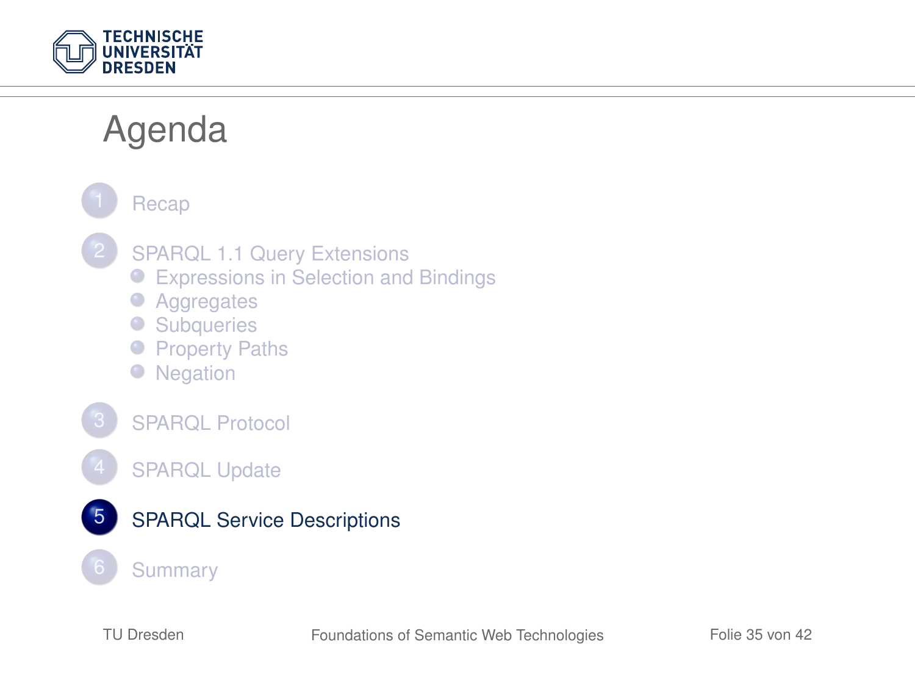# Agenda

1. Recap
2. SPARQL 1.1 Query Extensions
   - Expressions in Selection and Bindings
   - Aggregates
   - Subqueries
   - Property Paths
   - Negation
3. SPARQL Protocol
4. SPARQL Update
5. **SPARQL Service Descriptions**
6. Summary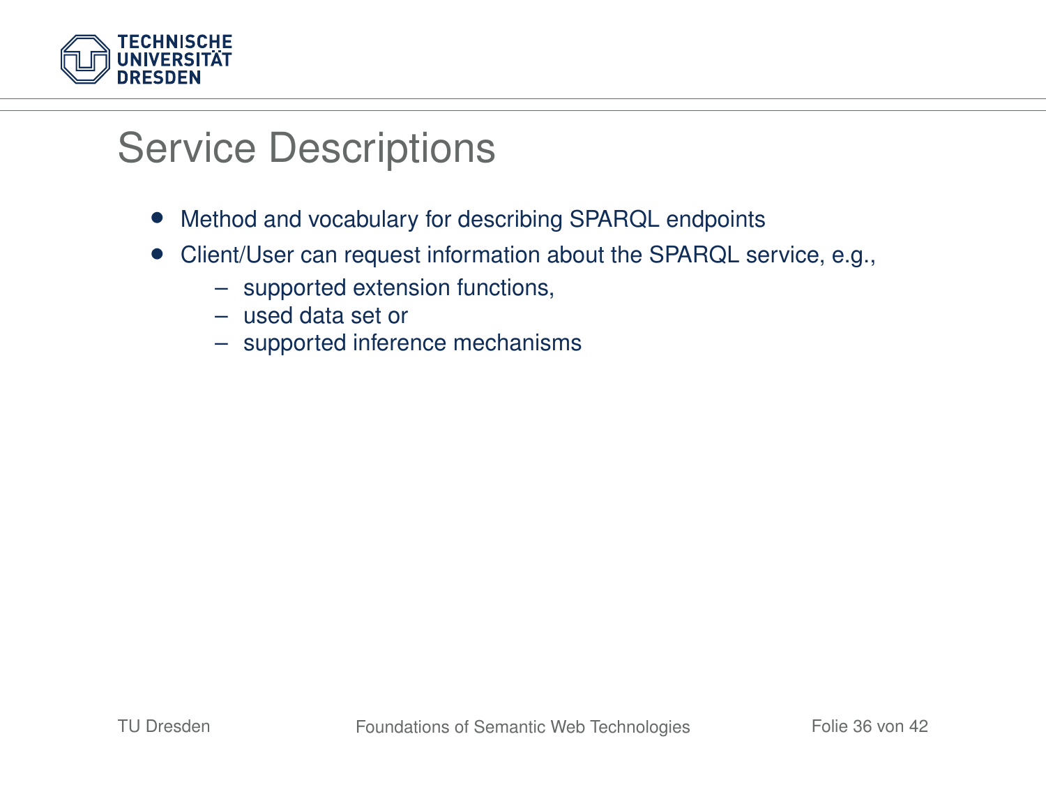# Service Descriptions

- Method and vocabulary for describing SPARQL endpoints
- Client/User can request information about the SPARQL service, e.g.,
  - supported extension functions,
  - used data set or
  - supported inference mechanisms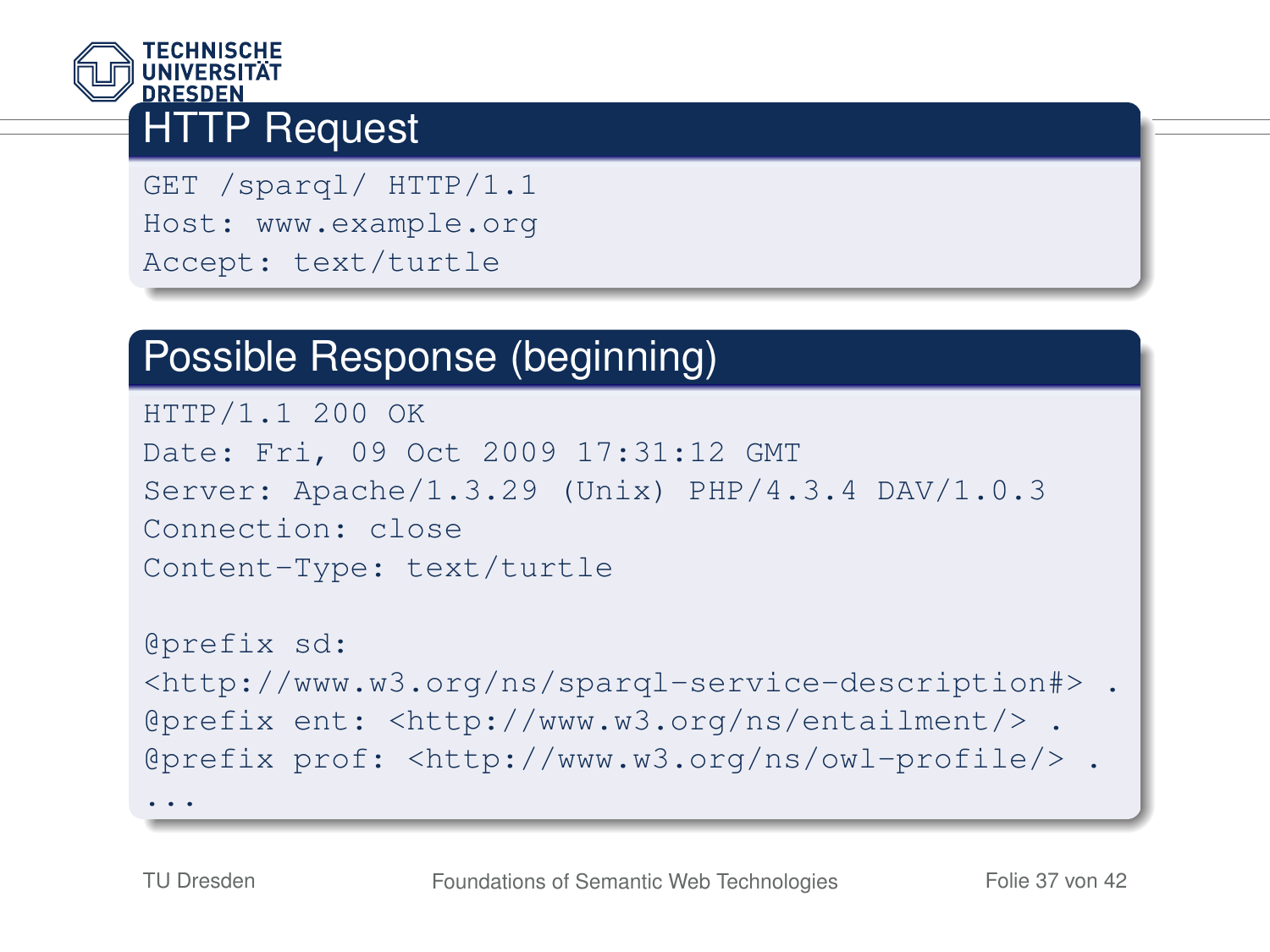## HTTP Request

```
GET /sparql/ HTTP/1.1
Host: www.example.org
Accept: text/turtle
```

## Possible Response (beginning)

```
HTTP/1.1 200 OK
Date: Fri, 09 Oct 2009 17:31:12 GMT
Server: Apache/1.3.29 (Unix) PHP/4.3.4 DAV/1.0.3
Connection: close
Content-Type: text/turtle

@prefix sd:
<http://www.w3.org/ns/sparql-service-description#> .
@prefix ent: <http://www.w3.org/ns/entailment/> .
@prefix prof: <http://www.w3.org/ns/owl-profile/> .
...
```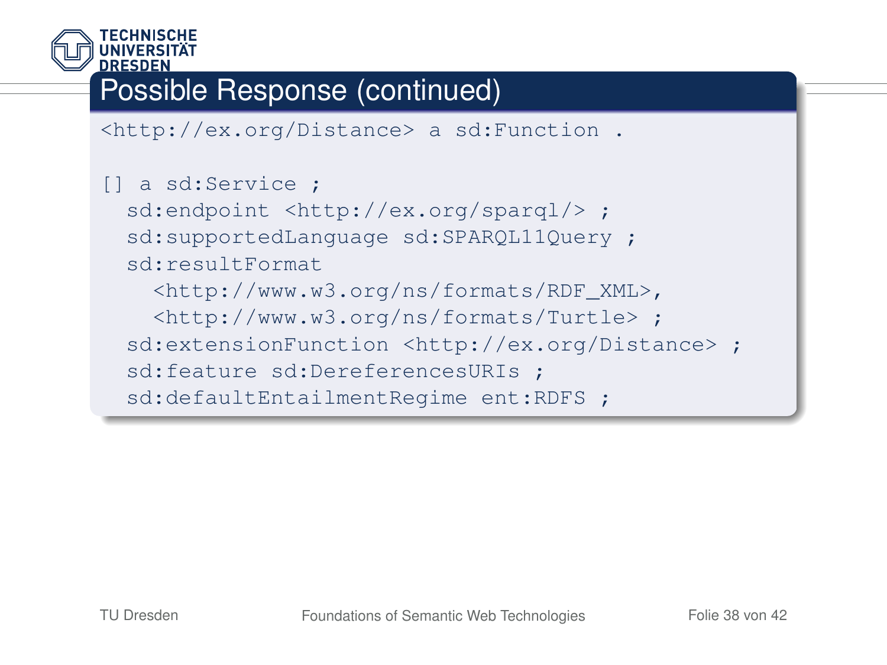# Possible Response (continued)

```
<http://ex.org/Distance> a sd:Function .

[] a sd:Service ;
  sd:endpoint <http://ex.org/sparql/> ;
  sd:supportedLanguage sd:SPARQL11Query ;
  sd:resultFormat
    <http://www.w3.org/ns/formats/RDF_XML>,
    <http://www.w3.org/ns/formats/Turtle> ;
  sd:extensionFunction <http://ex.org/Distance> ;
  sd:feature sd:DereferencesURIs ;
  sd:defaultEntailmentRegime ent:RDFS ;
```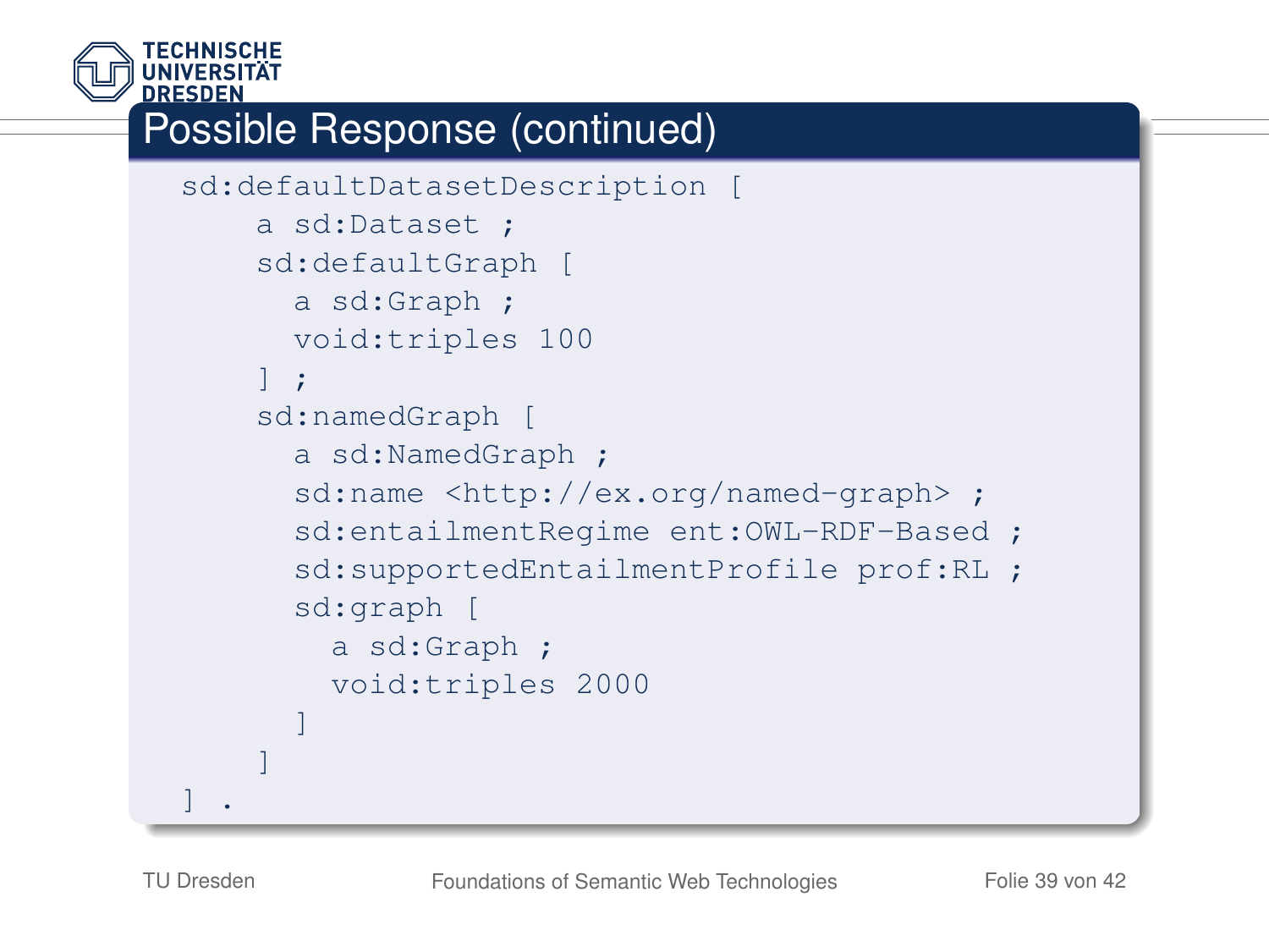# Possible Response (continued)

```
sd:defaultDatasetDescription [
    a sd:Dataset ;
    sd:defaultGraph [
      a sd:Graph ;
      void:triples 100
    ] ;
    sd:namedGraph [
      a sd:NamedGraph ;
      sd:name <http://ex.org/named-graph> ;
      sd:entailmentRegime ent:OWL-RDF-Based ;
      sd:supportedEntailmentProfile prof:RL ;
      sd:graph [
        a sd:Graph ;
        void:triples 2000
      ]
    ]
] .
```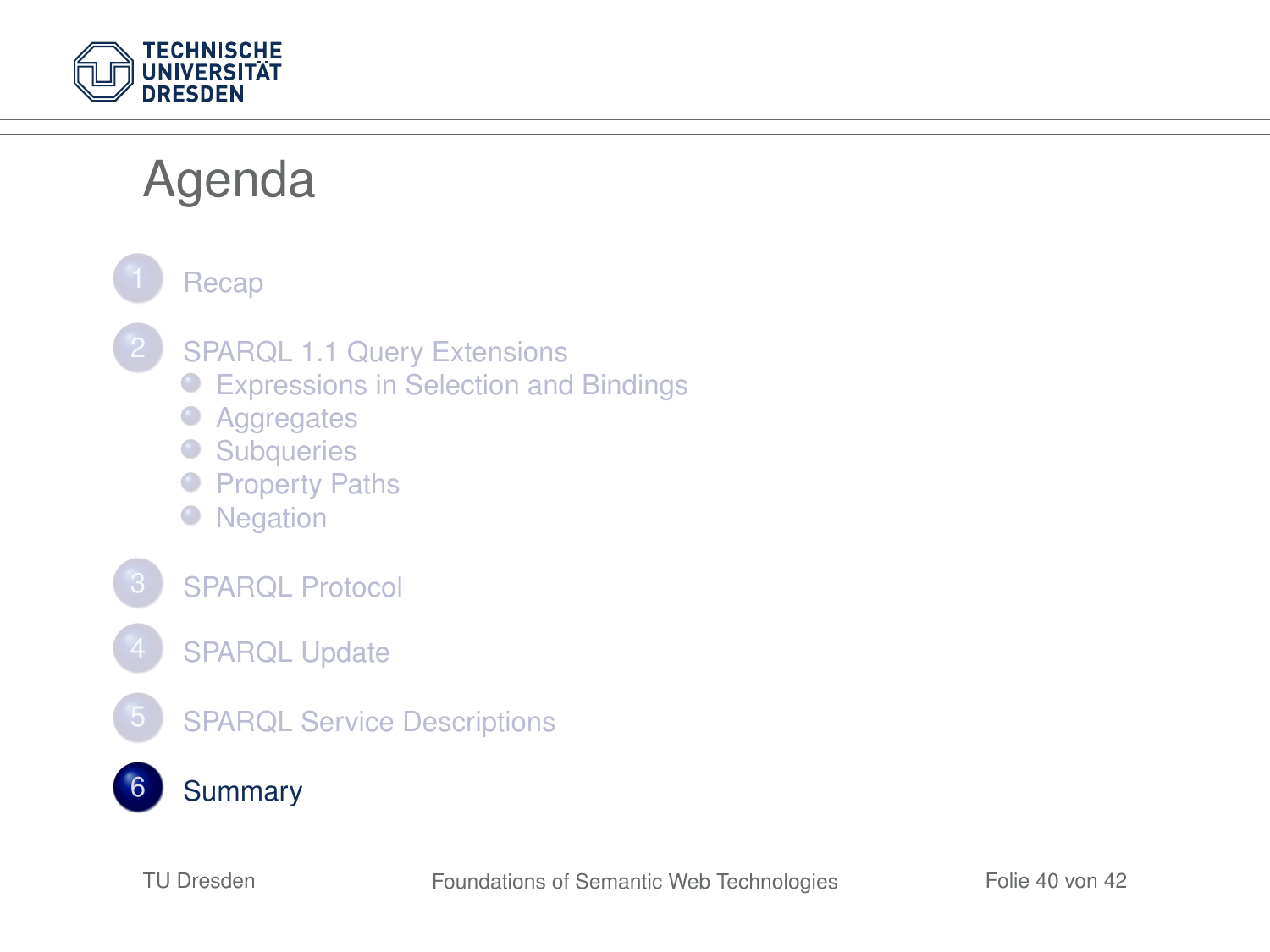# Agenda

1. Recap
2. SPARQL 1.1 Query Extensions
   - Expressions in Selection and Bindings
   - Aggregates
   - Subqueries
   - Property Paths
   - Negation
3. SPARQL Protocol
4. SPARQL Update
5. SPARQL Service Descriptions
6. **Summary**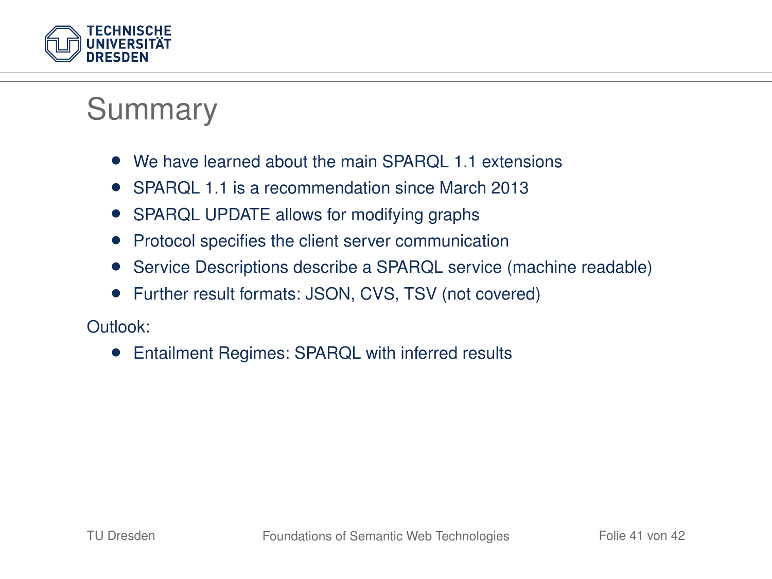# Summary

- We have learned about the main SPARQL 1.1 extensions
- SPARQL 1.1 is a recommendation since March 2013
- SPARQL UPDATE allows for modifying graphs
- Protocol specifies the client server communication
- Service Descriptions describe a SPARQL service (machine readable)
- Further result formats: JSON, CVS, TSV (not covered)

Outlook:

- Entailment Regimes: SPARQL with inferred results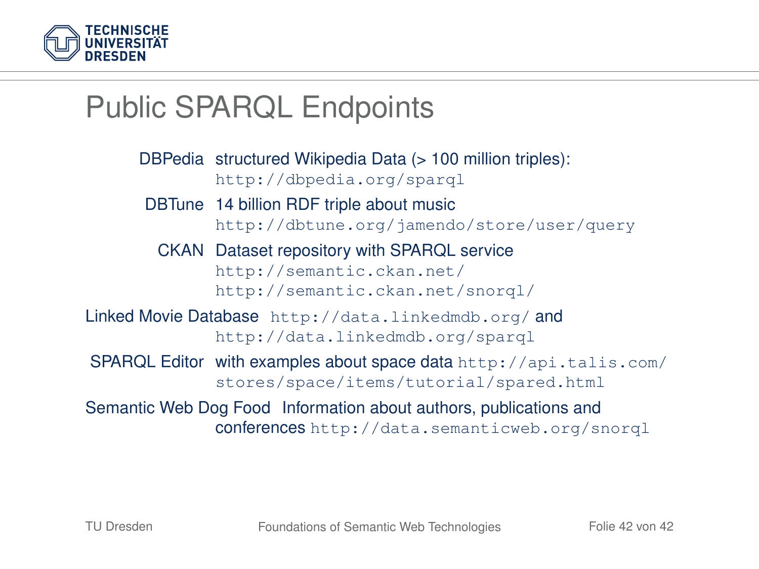# Public SPARQL Endpoints

**DBPedia** structured Wikipedia Data (> 100 million triples):
`http://dbpedia.org/sparql`

**DBTune** 14 billion RDF triple about music
`http://dbtune.org/jamendo/store/user/query`

**CKAN** Dataset repository with SPARQL service
`http://semantic.ckan.net/`
`http://semantic.ckan.net/snorql/`

**Linked Movie Database** `http://data.linkedmdb.org/` and
`http://data.linkedmdb.org/sparql`

**SPARQL Editor** with examples about space data `http://api.talis.com/stores/space/items/tutorial/spared.html`

**Semantic Web Dog Food** Information about authors, publications and conferences `http://data.semanticweb.org/snorql`